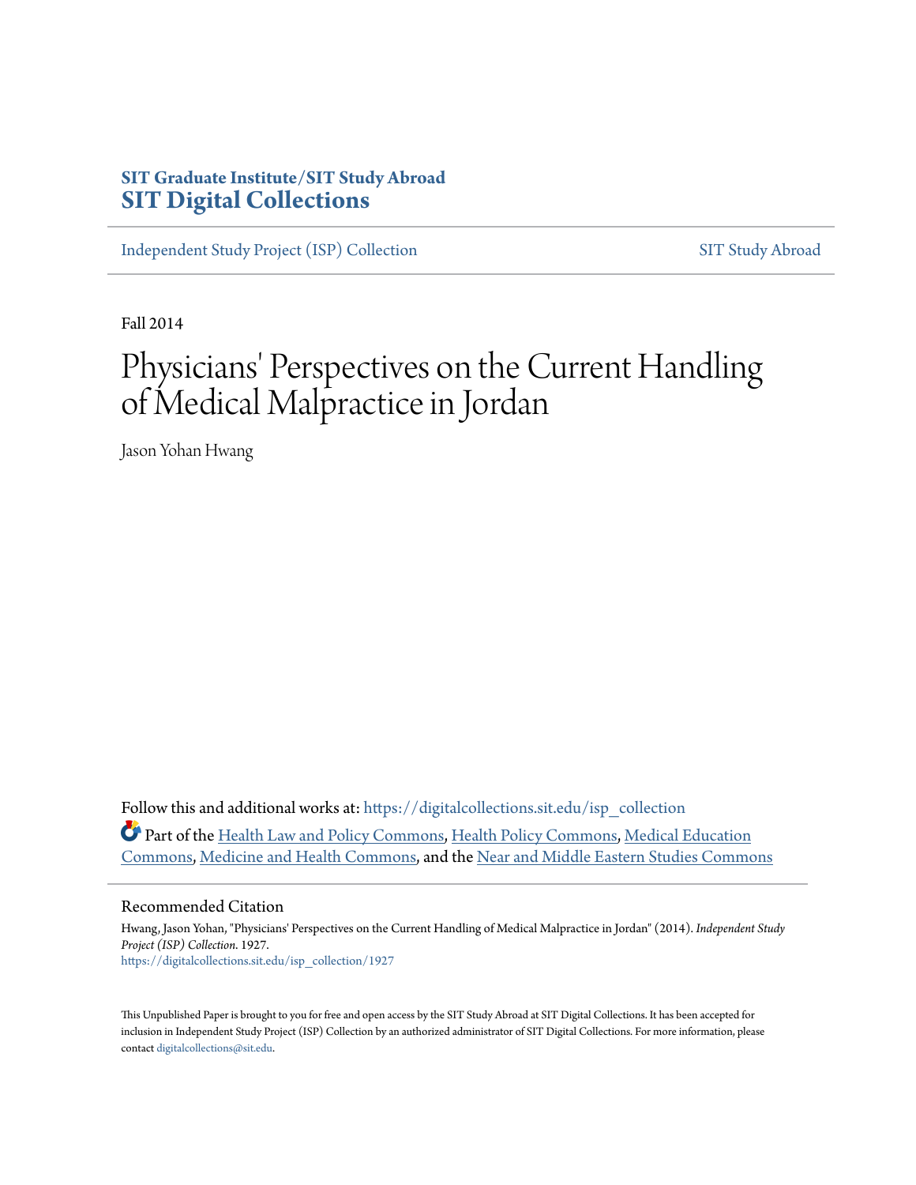SIT Graduate Institute/SIT Study Abroad
**SIT Digital Collections**

Independent Study Project (ISP) Collection | SIT Study Abroad

Fall 2014

# Physicians' Perspectives on the Current Handling of Medical Malpractice in Jordan

Jason Yohan Hwang

Follow this and additional works at: https://digitalcollections.sit.edu/isp_collection

Part of the Health Law and Policy Commons, Health Policy Commons, Medical Education Commons, Medicine and Health Commons, and the Near and Middle Eastern Studies Commons

## Recommended Citation

Hwang, Jason Yohan, "Physicians' Perspectives on the Current Handling of Medical Malpractice in Jordan" (2014). *Independent Study Project (ISP) Collection*. 1927.
https://digitalcollections.sit.edu/isp_collection/1927

This Unpublished Paper is brought to you for free and open access by the SIT Study Abroad at SIT Digital Collections. It has been accepted for inclusion in Independent Study Project (ISP) Collection by an authorized administrator of SIT Digital Collections. For more information, please contact digitalcollections@sit.edu.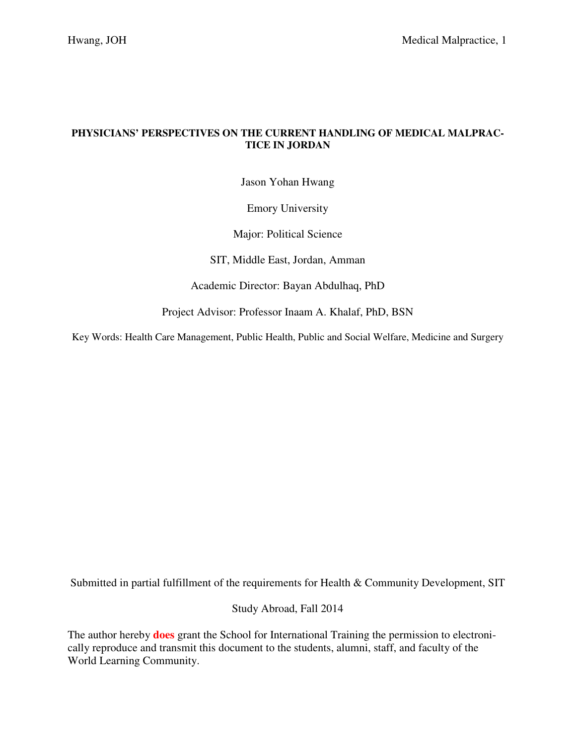**PHYSICIANS' PERSPECTIVES ON THE CURRENT HANDLING OF MEDICAL MALPRACTICE IN JORDAN**

Jason Yohan Hwang

Emory University

Major: Political Science

SIT, Middle East, Jordan, Amman

Academic Director: Bayan Abdulhaq, PhD

Project Advisor: Professor Inaam A. Khalaf, PhD, BSN

Key Words: Health Care Management, Public Health, Public and Social Welfare, Medicine and Surgery

Submitted in partial fulfillment of the requirements for Health & Community Development, SIT

Study Abroad, Fall 2014

The author hereby **does** grant the School for International Training the permission to electronically reproduce and transmit this document to the students, alumni, staff, and faculty of the World Learning Community.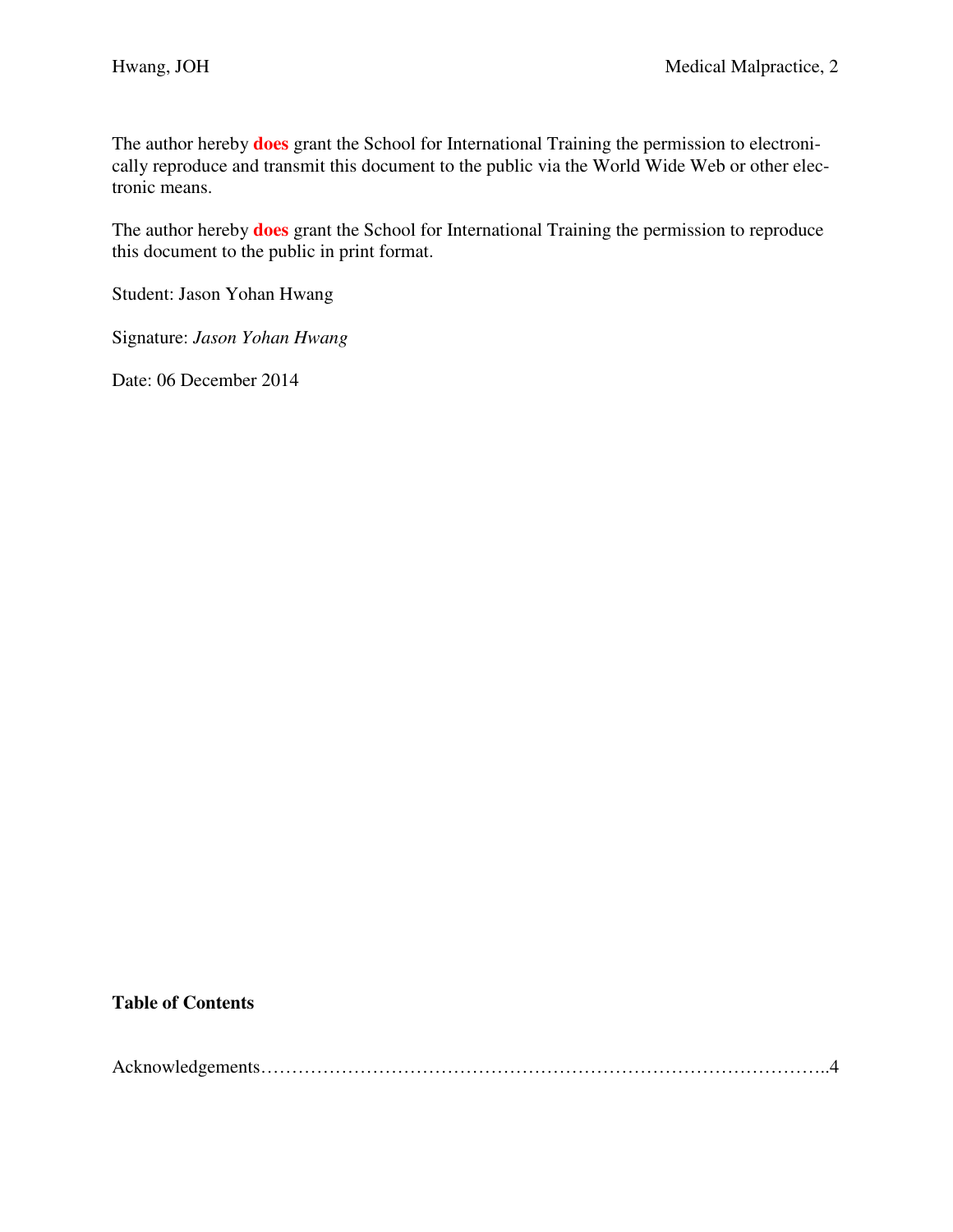The author hereby **does** grant the School for International Training the permission to electronically reproduce and transmit this document to the public via the World Wide Web or other electronic means.

The author hereby **does** grant the School for International Training the permission to reproduce this document to the public in print format.

Student: Jason Yohan Hwang

Signature: *Jason Yohan Hwang*

Date: 06 December 2014

**Table of Contents**

Acknowledgements…………………………………………………………………………..4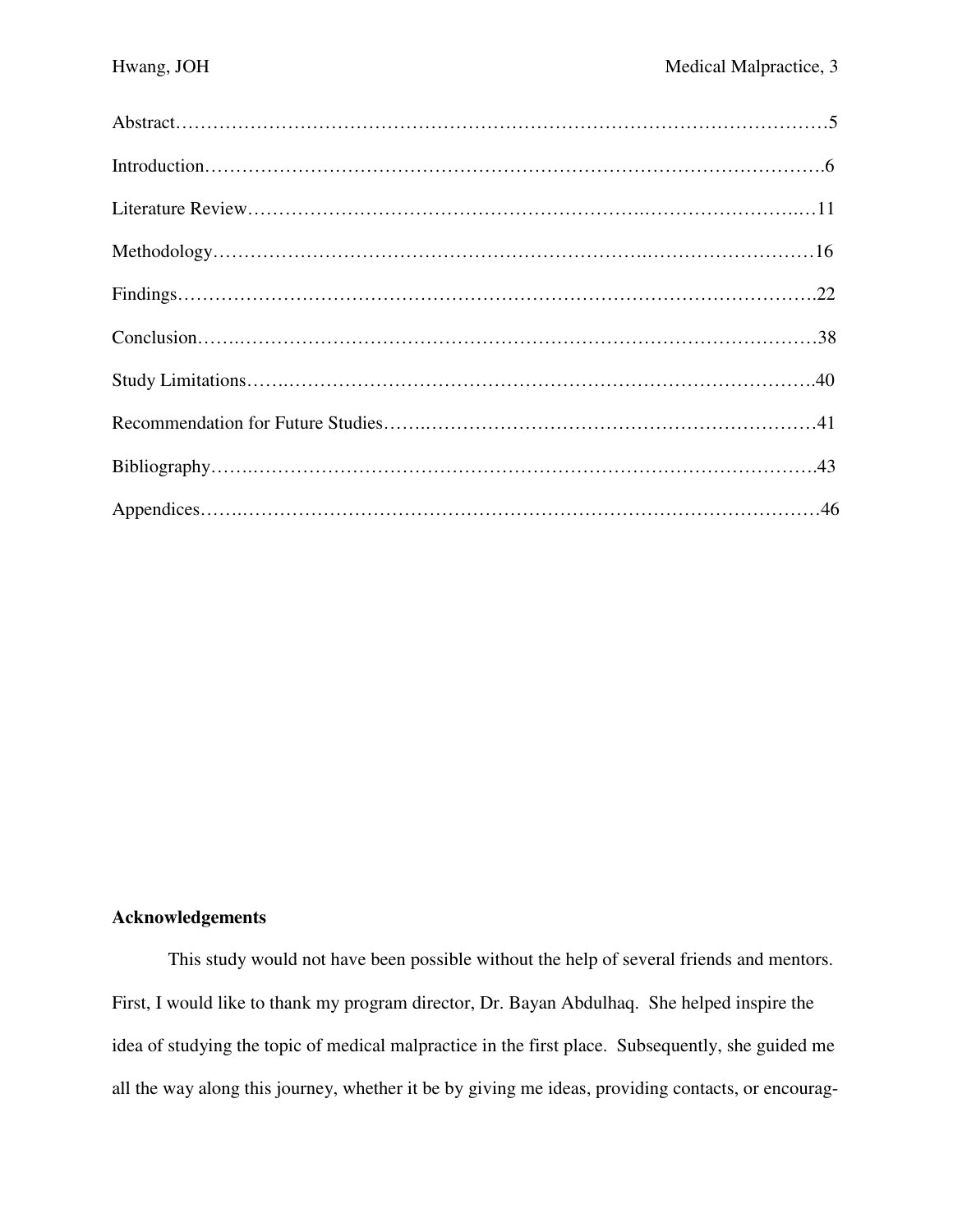Abstract……………………………………………………………………………………………5

Introduction…………………………………………………………………………………….6

Literature Review……………………………………………………………………………11

Methodology……………………………………………………………………………………16

Findings…………………………………………………………………………………………22

Conclusion………………………………………………………………………………………38

Study Limitations……………………………………………………………………………40

Recommendation for Future Studies…………………………………………………………41

Bibliography……………………………………………………………………………………43

Appendices………………………………………………………………………………………46

**Acknowledgements**

This study would not have been possible without the help of several friends and mentors. First, I would like to thank my program director, Dr. Bayan Abdulhaq. She helped inspire the idea of studying the topic of medical malpractice in the first place. Subsequently, she guided me all the way along this journey, whether it be by giving me ideas, providing contacts, or encourag-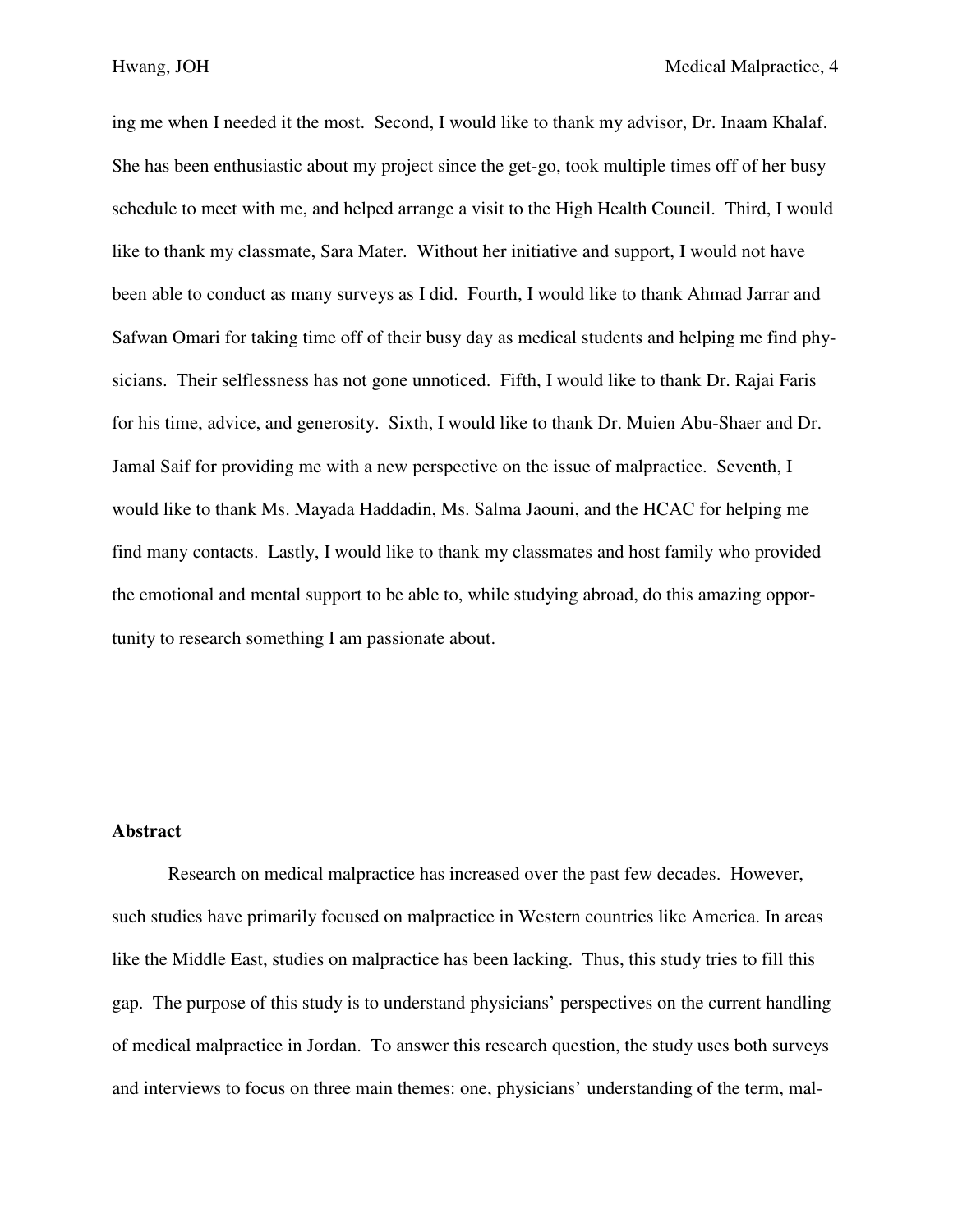ing me when I needed it the most. Second, I would like to thank my advisor, Dr. Inaam Khalaf. She has been enthusiastic about my project since the get-go, took multiple times off of her busy schedule to meet with me, and helped arrange a visit to the High Health Council. Third, I would like to thank my classmate, Sara Mater. Without her initiative and support, I would not have been able to conduct as many surveys as I did. Fourth, I would like to thank Ahmad Jarrar and Safwan Omari for taking time off of their busy day as medical students and helping me find physicians. Their selflessness has not gone unnoticed. Fifth, I would like to thank Dr. Rajai Faris for his time, advice, and generosity. Sixth, I would like to thank Dr. Muien Abu-Shaer and Dr. Jamal Saif for providing me with a new perspective on the issue of malpractice. Seventh, I would like to thank Ms. Mayada Haddadin, Ms. Salma Jaouni, and the HCAC for helping me find many contacts. Lastly, I would like to thank my classmates and host family who provided the emotional and mental support to be able to, while studying abroad, do this amazing opportunity to research something I am passionate about.

**Abstract**

Research on medical malpractice has increased over the past few decades. However, such studies have primarily focused on malpractice in Western countries like America. In areas like the Middle East, studies on malpractice has been lacking. Thus, this study tries to fill this gap. The purpose of this study is to understand physicians' perspectives on the current handling of medical malpractice in Jordan. To answer this research question, the study uses both surveys and interviews to focus on three main themes: one, physicians' understanding of the term, mal-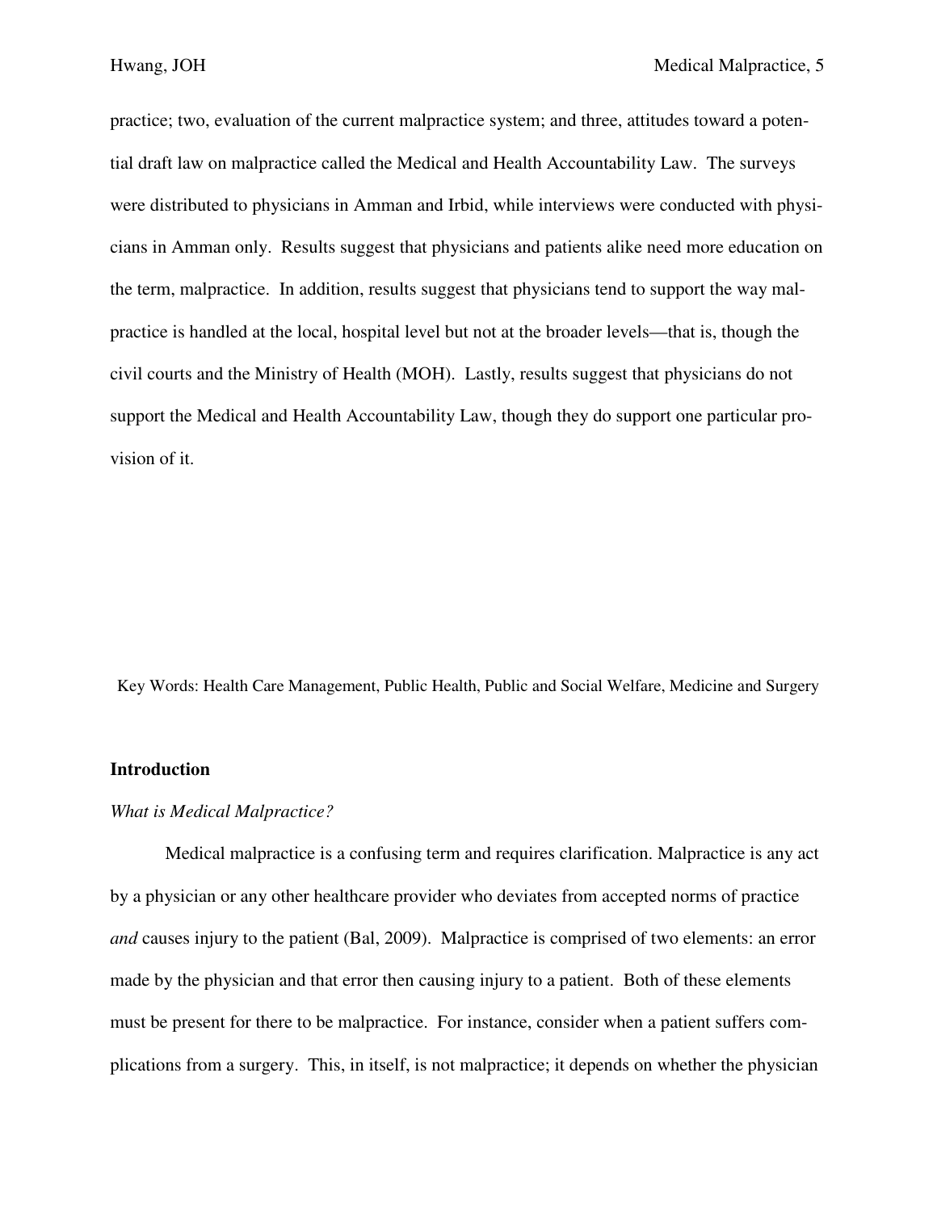practice; two, evaluation of the current malpractice system; and three, attitudes toward a potential draft law on malpractice called the Medical and Health Accountability Law. The surveys were distributed to physicians in Amman and Irbid, while interviews were conducted with physicians in Amman only. Results suggest that physicians and patients alike need more education on the term, malpractice. In addition, results suggest that physicians tend to support the way malpractice is handled at the local, hospital level but not at the broader levels—that is, though the civil courts and the Ministry of Health (MOH). Lastly, results suggest that physicians do not support the Medical and Health Accountability Law, though they do support one particular provision of it.

Key Words: Health Care Management, Public Health, Public and Social Welfare, Medicine and Surgery

## Introduction

### *What is Medical Malpractice?*

Medical malpractice is a confusing term and requires clarification. Malpractice is any act by a physician or any other healthcare provider who deviates from accepted norms of practice *and* causes injury to the patient (Bal, 2009). Malpractice is comprised of two elements: an error made by the physician and that error then causing injury to a patient. Both of these elements must be present for there to be malpractice. For instance, consider when a patient suffers complications from a surgery. This, in itself, is not malpractice; it depends on whether the physician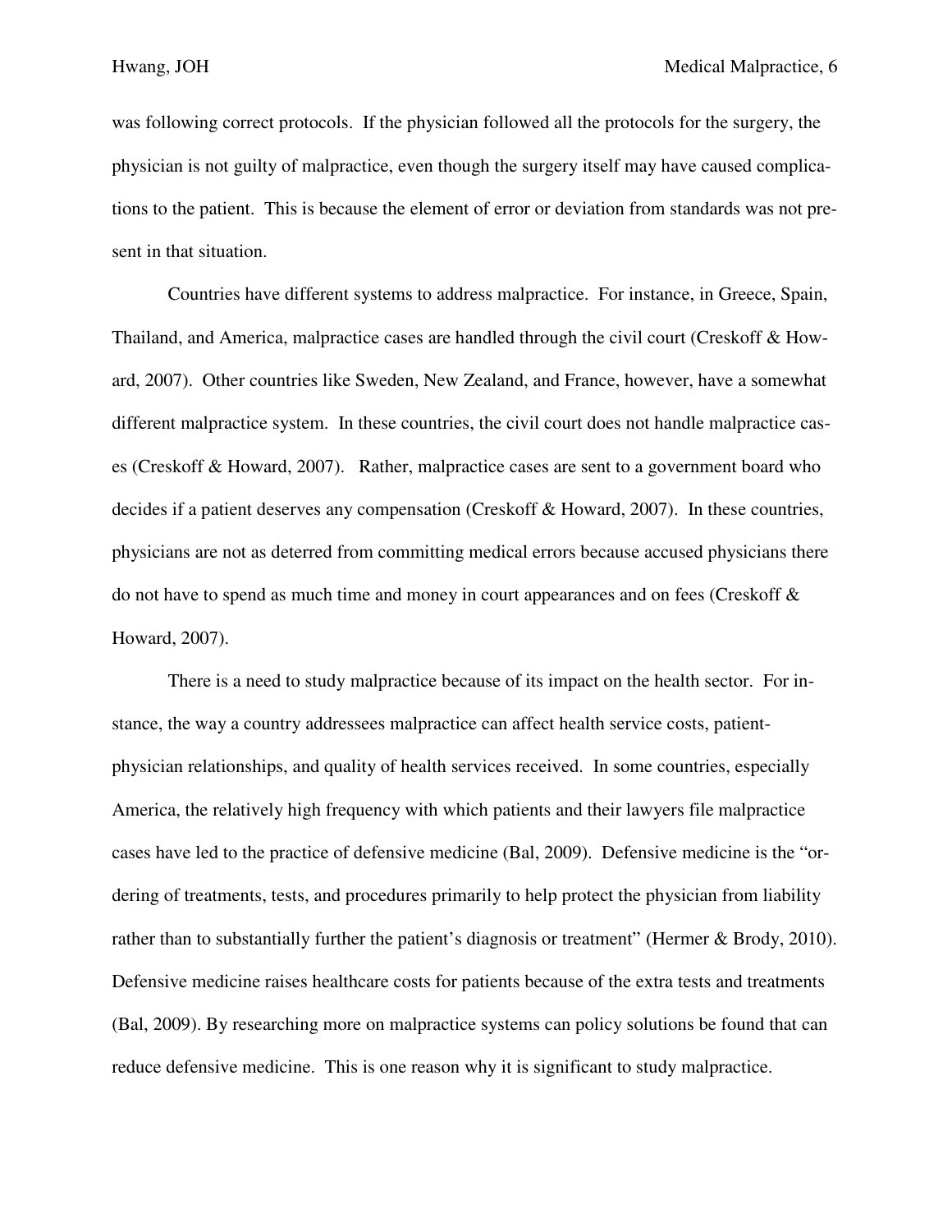was following correct protocols. If the physician followed all the protocols for the surgery, the physician is not guilty of malpractice, even though the surgery itself may have caused complications to the patient. This is because the element of error or deviation from standards was not present in that situation.

Countries have different systems to address malpractice. For instance, in Greece, Spain, Thailand, and America, malpractice cases are handled through the civil court (Creskoff & Howard, 2007). Other countries like Sweden, New Zealand, and France, however, have a somewhat different malpractice system. In these countries, the civil court does not handle malpractice cases (Creskoff & Howard, 2007). Rather, malpractice cases are sent to a government board who decides if a patient deserves any compensation (Creskoff & Howard, 2007). In these countries, physicians are not as deterred from committing medical errors because accused physicians there do not have to spend as much time and money in court appearances and on fees (Creskoff & Howard, 2007).

There is a need to study malpractice because of its impact on the health sector. For instance, the way a country addressees malpractice can affect health service costs, patient-physician relationships, and quality of health services received. In some countries, especially America, the relatively high frequency with which patients and their lawyers file malpractice cases have led to the practice of defensive medicine (Bal, 2009). Defensive medicine is the "ordering of treatments, tests, and procedures primarily to help protect the physician from liability rather than to substantially further the patient's diagnosis or treatment" (Hermer & Brody, 2010). Defensive medicine raises healthcare costs for patients because of the extra tests and treatments (Bal, 2009). By researching more on malpractice systems can policy solutions be found that can reduce defensive medicine. This is one reason why it is significant to study malpractice.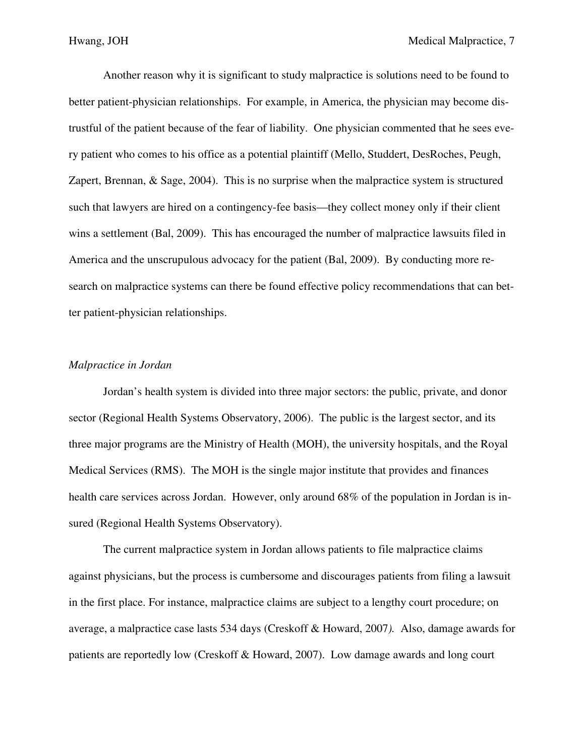Another reason why it is significant to study malpractice is solutions need to be found to better patient-physician relationships. For example, in America, the physician may become distrustful of the patient because of the fear of liability. One physician commented that he sees every patient who comes to his office as a potential plaintiff (Mello, Studdert, DesRoches, Peugh, Zapert, Brennan, & Sage, 2004). This is no surprise when the malpractice system is structured such that lawyers are hired on a contingency-fee basis—they collect money only if their client wins a settlement (Bal, 2009). This has encouraged the number of malpractice lawsuits filed in America and the unscrupulous advocacy for the patient (Bal, 2009). By conducting more research on malpractice systems can there be found effective policy recommendations that can better patient-physician relationships.

*Malpractice in Jordan*

Jordan's health system is divided into three major sectors: the public, private, and donor sector (Regional Health Systems Observatory, 2006). The public is the largest sector, and its three major programs are the Ministry of Health (MOH), the university hospitals, and the Royal Medical Services (RMS). The MOH is the single major institute that provides and finances health care services across Jordan. However, only around 68% of the population in Jordan is insured (Regional Health Systems Observatory).

The current malpractice system in Jordan allows patients to file malpractice claims against physicians, but the process is cumbersome and discourages patients from filing a lawsuit in the first place. For instance, malpractice claims are subject to a lengthy court procedure; on average, a malpractice case lasts 534 days (Creskoff & Howard, 2007). Also, damage awards for patients are reportedly low (Creskoff & Howard, 2007). Low damage awards and long court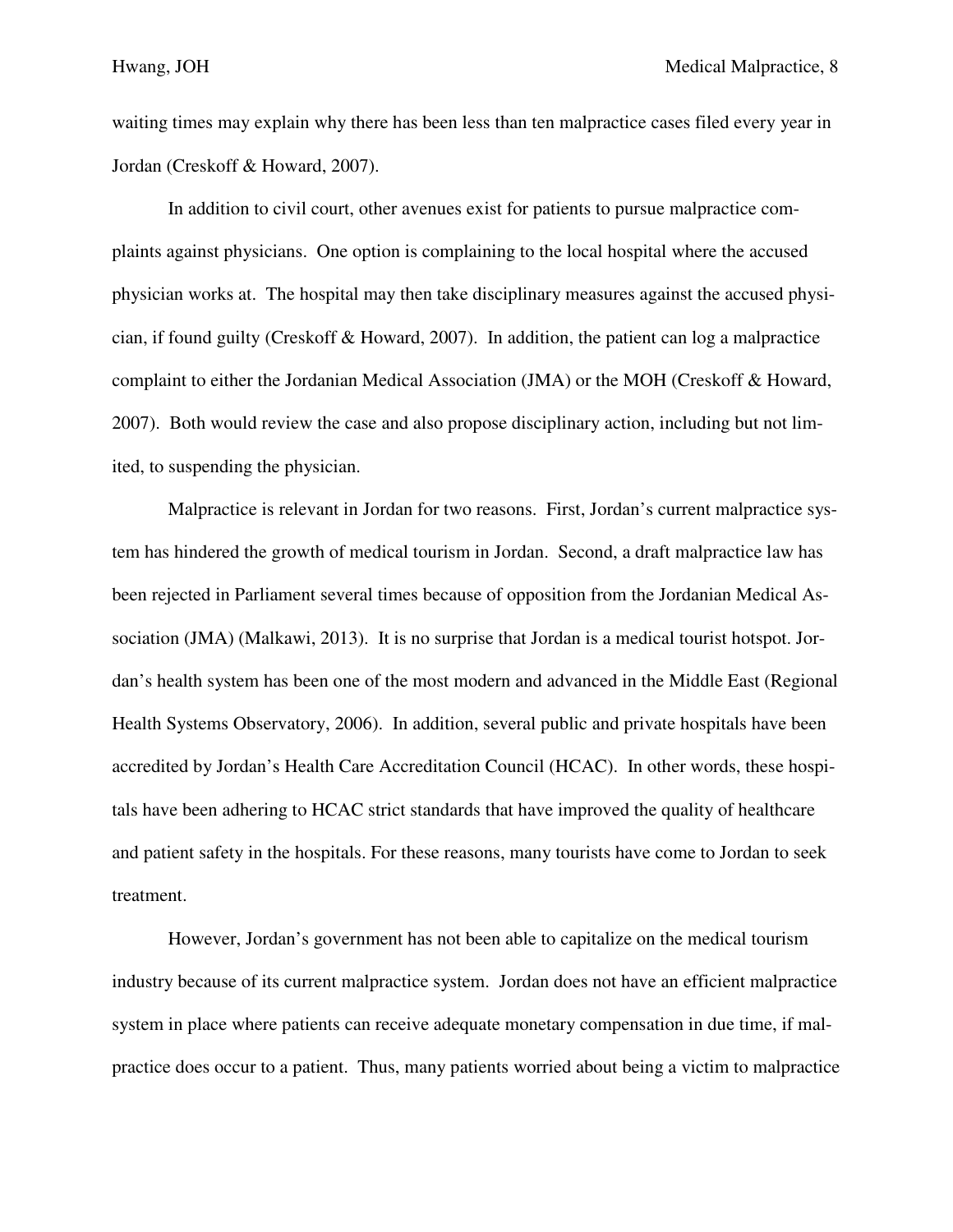waiting times may explain why there has been less than ten malpractice cases filed every year in Jordan (Creskoff & Howard, 2007).

In addition to civil court, other avenues exist for patients to pursue malpractice complaints against physicians. One option is complaining to the local hospital where the accused physician works at. The hospital may then take disciplinary measures against the accused physician, if found guilty (Creskoff & Howard, 2007). In addition, the patient can log a malpractice complaint to either the Jordanian Medical Association (JMA) or the MOH (Creskoff & Howard, 2007). Both would review the case and also propose disciplinary action, including but not limited, to suspending the physician.

Malpractice is relevant in Jordan for two reasons. First, Jordan's current malpractice system has hindered the growth of medical tourism in Jordan. Second, a draft malpractice law has been rejected in Parliament several times because of opposition from the Jordanian Medical Association (JMA) (Malkawi, 2013). It is no surprise that Jordan is a medical tourist hotspot. Jordan's health system has been one of the most modern and advanced in the Middle East (Regional Health Systems Observatory, 2006). In addition, several public and private hospitals have been accredited by Jordan's Health Care Accreditation Council (HCAC). In other words, these hospitals have been adhering to HCAC strict standards that have improved the quality of healthcare and patient safety in the hospitals. For these reasons, many tourists have come to Jordan to seek treatment.

However, Jordan's government has not been able to capitalize on the medical tourism industry because of its current malpractice system. Jordan does not have an efficient malpractice system in place where patients can receive adequate monetary compensation in due time, if malpractice does occur to a patient. Thus, many patients worried about being a victim to malpractice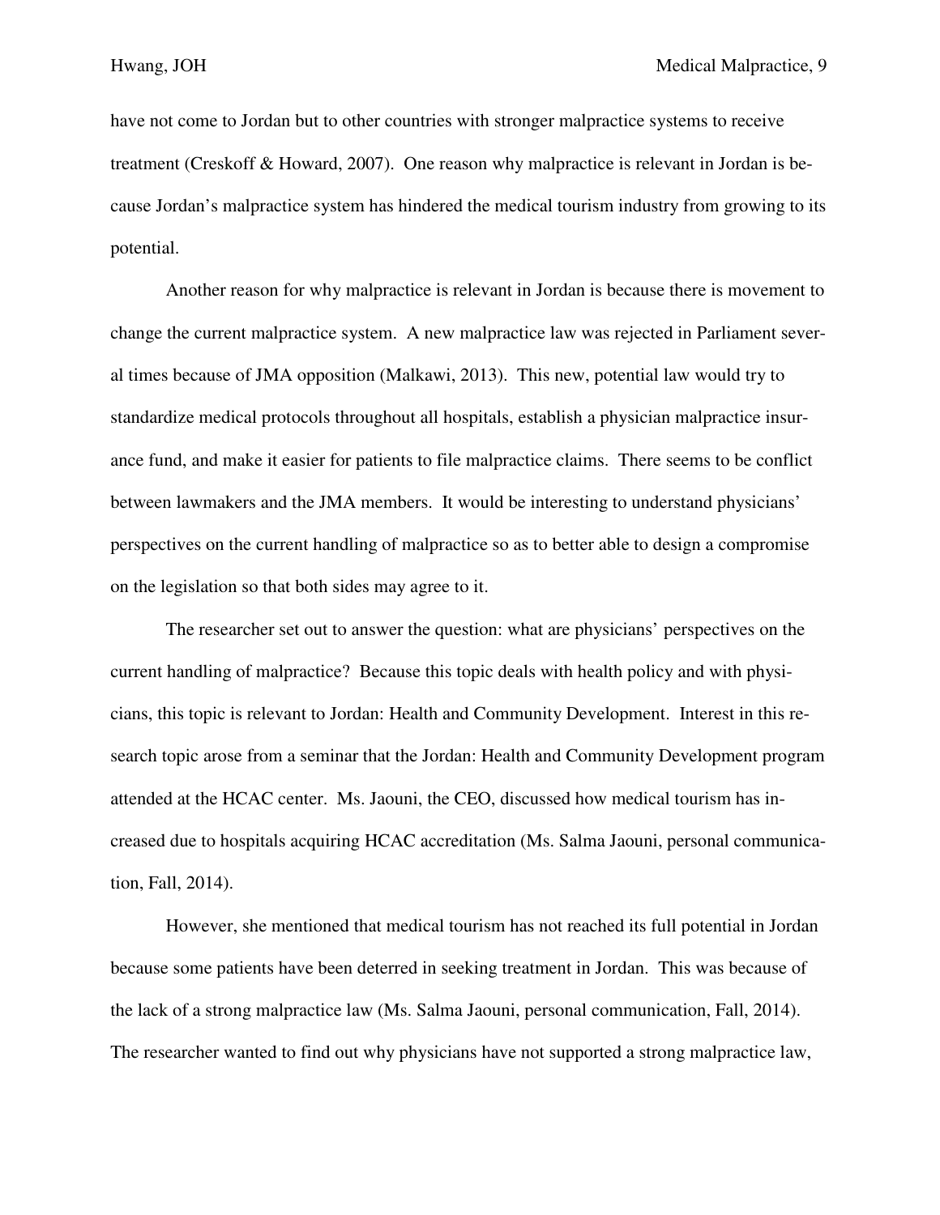have not come to Jordan but to other countries with stronger malpractice systems to receive treatment (Creskoff & Howard, 2007). One reason why malpractice is relevant in Jordan is because Jordan's malpractice system has hindered the medical tourism industry from growing to its potential.

Another reason for why malpractice is relevant in Jordan is because there is movement to change the current malpractice system. A new malpractice law was rejected in Parliament several times because of JMA opposition (Malkawi, 2013). This new, potential law would try to standardize medical protocols throughout all hospitals, establish a physician malpractice insurance fund, and make it easier for patients to file malpractice claims. There seems to be conflict between lawmakers and the JMA members. It would be interesting to understand physicians' perspectives on the current handling of malpractice so as to better able to design a compromise on the legislation so that both sides may agree to it.

The researcher set out to answer the question: what are physicians' perspectives on the current handling of malpractice? Because this topic deals with health policy and with physicians, this topic is relevant to Jordan: Health and Community Development. Interest in this research topic arose from a seminar that the Jordan: Health and Community Development program attended at the HCAC center. Ms. Jaouni, the CEO, discussed how medical tourism has increased due to hospitals acquiring HCAC accreditation (Ms. Salma Jaouni, personal communication, Fall, 2014).

However, she mentioned that medical tourism has not reached its full potential in Jordan because some patients have been deterred in seeking treatment in Jordan. This was because of the lack of a strong malpractice law (Ms. Salma Jaouni, personal communication, Fall, 2014). The researcher wanted to find out why physicians have not supported a strong malpractice law,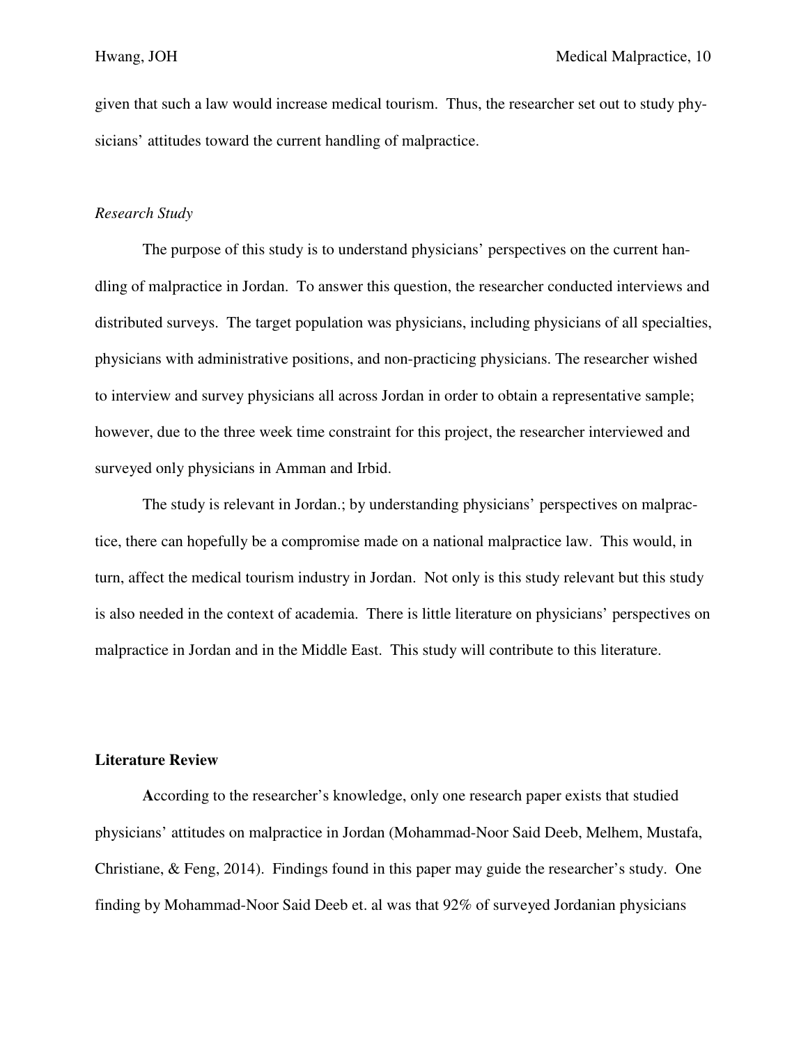given that such a law would increase medical tourism. Thus, the researcher set out to study physicians' attitudes toward the current handling of malpractice.

*Research Study*

The purpose of this study is to understand physicians' perspectives on the current handling of malpractice in Jordan. To answer this question, the researcher conducted interviews and distributed surveys. The target population was physicians, including physicians of all specialties, physicians with administrative positions, and non-practicing physicians. The researcher wished to interview and survey physicians all across Jordan in order to obtain a representative sample; however, due to the three week time constraint for this project, the researcher interviewed and surveyed only physicians in Amman and Irbid.

The study is relevant in Jordan.; by understanding physicians' perspectives on malpractice, there can hopefully be a compromise made on a national malpractice law. This would, in turn, affect the medical tourism industry in Jordan. Not only is this study relevant but this study is also needed in the context of academia. There is little literature on physicians' perspectives on malpractice in Jordan and in the Middle East. This study will contribute to this literature.

## Literature Review

**A**ccording to the researcher's knowledge, only one research paper exists that studied physicians' attitudes on malpractice in Jordan (Mohammad-Noor Said Deeb, Melhem, Mustafa, Christiane, & Feng, 2014). Findings found in this paper may guide the researcher's study. One finding by Mohammad-Noor Said Deeb et. al was that 92% of surveyed Jordanian physicians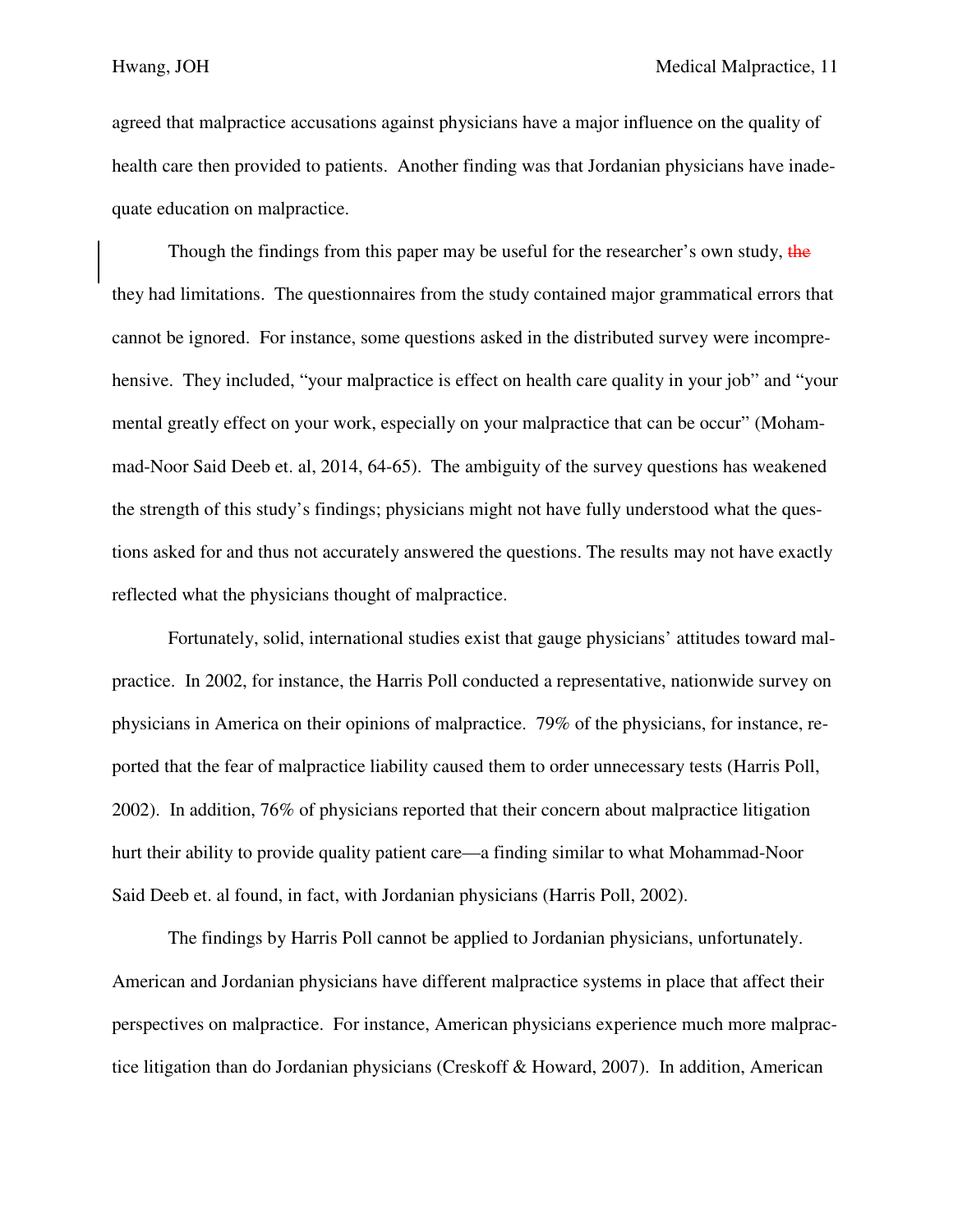agreed that malpractice accusations against physicians have a major influence on the quality of health care then provided to patients. Another finding was that Jordanian physicians have inadequate education on malpractice.

Though the findings from this paper may be useful for the researcher's own study, ~~the~~ they had limitations. The questionnaires from the study contained major grammatical errors that cannot be ignored. For instance, some questions asked in the distributed survey were incomprehensive. They included, "your malpractice is effect on health care quality in your job" and "your mental greatly effect on your work, especially on your malpractice that can be occur" (Mohammad-Noor Said Deeb et. al, 2014, 64-65). The ambiguity of the survey questions has weakened the strength of this study's findings; physicians might not have fully understood what the questions asked for and thus not accurately answered the questions. The results may not have exactly reflected what the physicians thought of malpractice.

Fortunately, solid, international studies exist that gauge physicians' attitudes toward malpractice. In 2002, for instance, the Harris Poll conducted a representative, nationwide survey on physicians in America on their opinions of malpractice. 79% of the physicians, for instance, reported that the fear of malpractice liability caused them to order unnecessary tests (Harris Poll, 2002). In addition, 76% of physicians reported that their concern about malpractice litigation hurt their ability to provide quality patient care—a finding similar to what Mohammad-Noor Said Deeb et. al found, in fact, with Jordanian physicians (Harris Poll, 2002).

The findings by Harris Poll cannot be applied to Jordanian physicians, unfortunately. American and Jordanian physicians have different malpractice systems in place that affect their perspectives on malpractice. For instance, American physicians experience much more malpractice litigation than do Jordanian physicians (Creskoff & Howard, 2007). In addition, American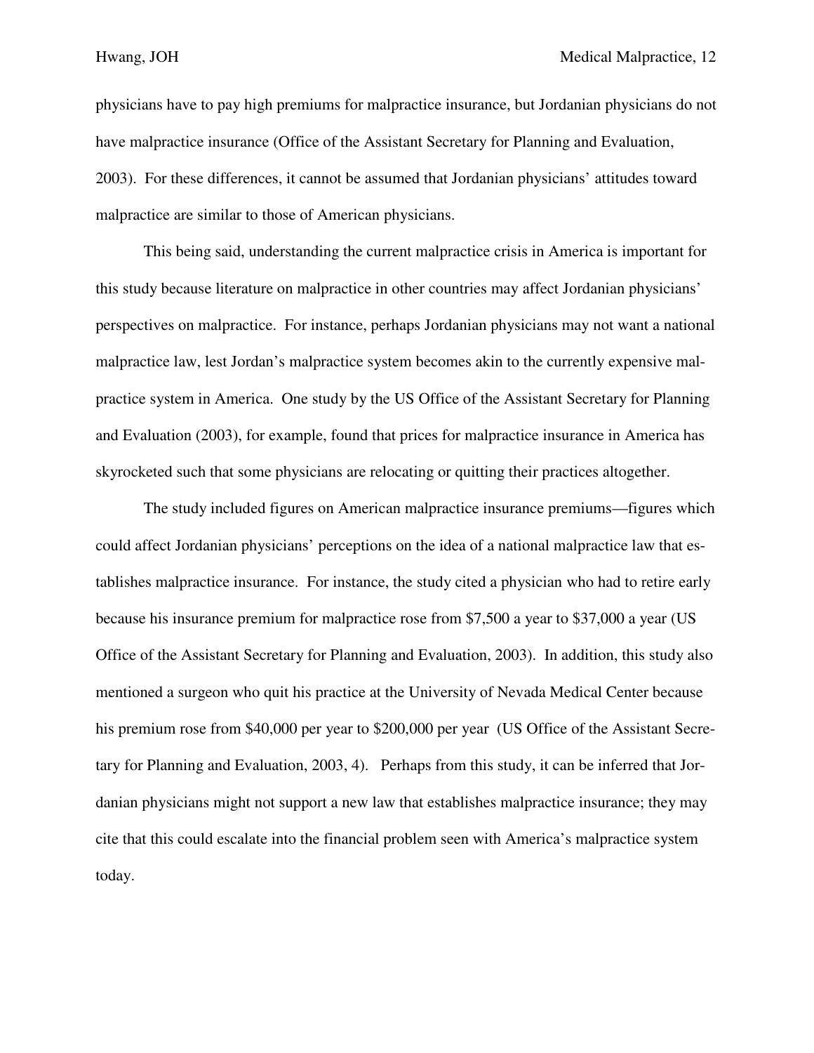physicians have to pay high premiums for malpractice insurance, but Jordanian physicians do not have malpractice insurance (Office of the Assistant Secretary for Planning and Evaluation, 2003). For these differences, it cannot be assumed that Jordanian physicians' attitudes toward malpractice are similar to those of American physicians.

This being said, understanding the current malpractice crisis in America is important for this study because literature on malpractice in other countries may affect Jordanian physicians' perspectives on malpractice. For instance, perhaps Jordanian physicians may not want a national malpractice law, lest Jordan's malpractice system becomes akin to the currently expensive malpractice system in America. One study by the US Office of the Assistant Secretary for Planning and Evaluation (2003), for example, found that prices for malpractice insurance in America has skyrocketed such that some physicians are relocating or quitting their practices altogether.

The study included figures on American malpractice insurance premiums—figures which could affect Jordanian physicians' perceptions on the idea of a national malpractice law that establishes malpractice insurance. For instance, the study cited a physician who had to retire early because his insurance premium for malpractice rose from $7,500 a year to $37,000 a year (US Office of the Assistant Secretary for Planning and Evaluation, 2003). In addition, this study also mentioned a surgeon who quit his practice at the University of Nevada Medical Center because his premium rose from $40,000 per year to $200,000 per year (US Office of the Assistant Secretary for Planning and Evaluation, 2003, 4). Perhaps from this study, it can be inferred that Jordanian physicians might not support a new law that establishes malpractice insurance; they may cite that this could escalate into the financial problem seen with America's malpractice system today.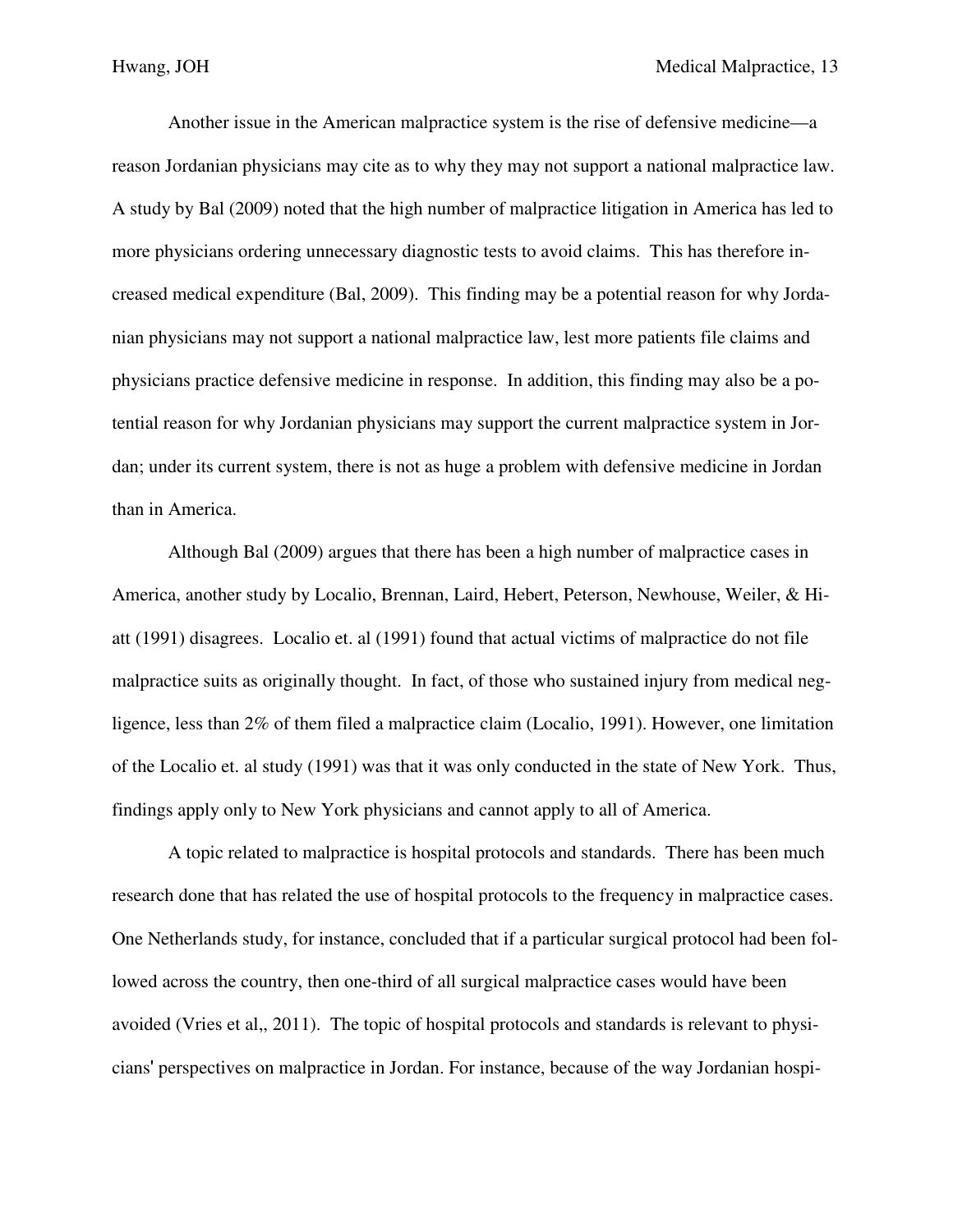Another issue in the American malpractice system is the rise of defensive medicine—a reason Jordanian physicians may cite as to why they may not support a national malpractice law. A study by Bal (2009) noted that the high number of malpractice litigation in America has led to more physicians ordering unnecessary diagnostic tests to avoid claims. This has therefore increased medical expenditure (Bal, 2009). This finding may be a potential reason for why Jordanian physicians may not support a national malpractice law, lest more patients file claims and physicians practice defensive medicine in response. In addition, this finding may also be a potential reason for why Jordanian physicians may support the current malpractice system in Jordan; under its current system, there is not as huge a problem with defensive medicine in Jordan than in America.

Although Bal (2009) argues that there has been a high number of malpractice cases in America, another study by Localio, Brennan, Laird, Hebert, Peterson, Newhouse, Weiler, & Hiatt (1991) disagrees. Localio et. al (1991) found that actual victims of malpractice do not file malpractice suits as originally thought. In fact, of those who sustained injury from medical negligence, less than 2% of them filed a malpractice claim (Localio, 1991). However, one limitation of the Localio et. al study (1991) was that it was only conducted in the state of New York. Thus, findings apply only to New York physicians and cannot apply to all of America.

A topic related to malpractice is hospital protocols and standards. There has been much research done that has related the use of hospital protocols to the frequency in malpractice cases. One Netherlands study, for instance, concluded that if a particular surgical protocol had been followed across the country, then one-third of all surgical malpractice cases would have been avoided (Vries et al,, 2011). The topic of hospital protocols and standards is relevant to physicians' perspectives on malpractice in Jordan. For instance, because of the way Jordanian hospi-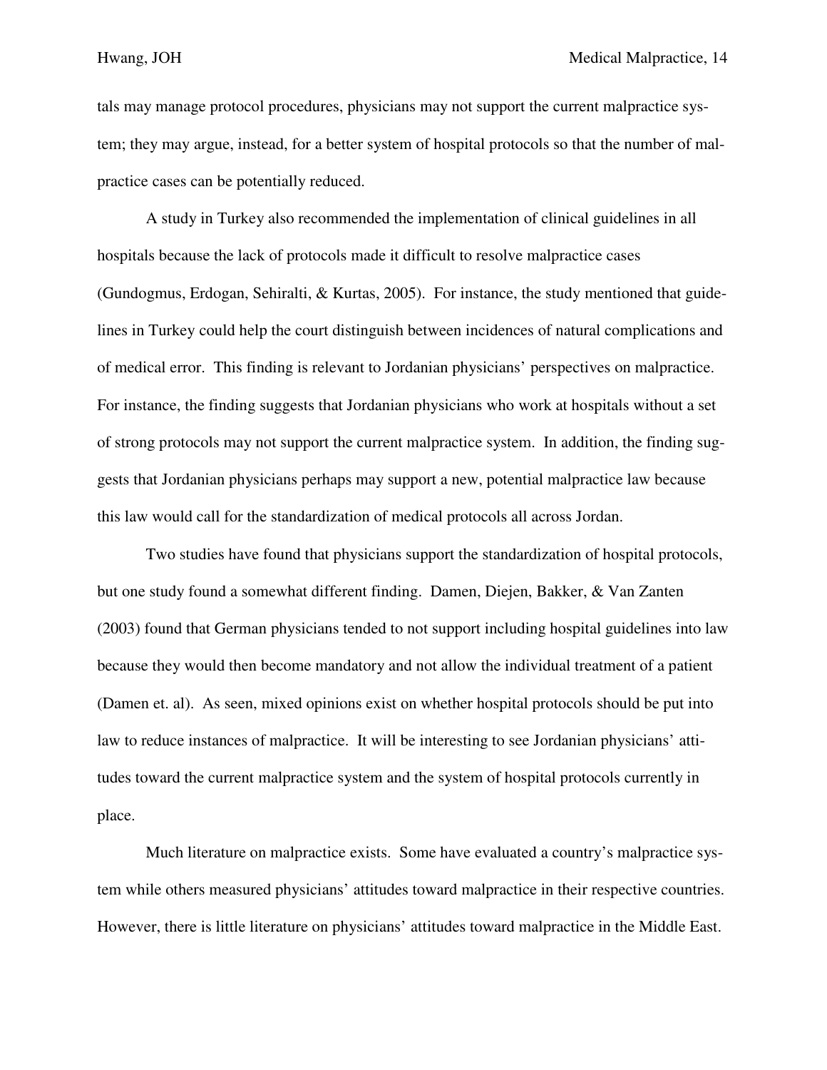tals may manage protocol procedures, physicians may not support the current malpractice system; they may argue, instead, for a better system of hospital protocols so that the number of malpractice cases can be potentially reduced.

A study in Turkey also recommended the implementation of clinical guidelines in all hospitals because the lack of protocols made it difficult to resolve malpractice cases (Gundogmus, Erdogan, Sehiralti, & Kurtas, 2005). For instance, the study mentioned that guidelines in Turkey could help the court distinguish between incidences of natural complications and of medical error. This finding is relevant to Jordanian physicians' perspectives on malpractice. For instance, the finding suggests that Jordanian physicians who work at hospitals without a set of strong protocols may not support the current malpractice system. In addition, the finding suggests that Jordanian physicians perhaps may support a new, potential malpractice law because this law would call for the standardization of medical protocols all across Jordan.

Two studies have found that physicians support the standardization of hospital protocols, but one study found a somewhat different finding. Damen, Diejen, Bakker, & Van Zanten (2003) found that German physicians tended to not support including hospital guidelines into law because they would then become mandatory and not allow the individual treatment of a patient (Damen et. al). As seen, mixed opinions exist on whether hospital protocols should be put into law to reduce instances of malpractice. It will be interesting to see Jordanian physicians' attitudes toward the current malpractice system and the system of hospital protocols currently in place.

Much literature on malpractice exists. Some have evaluated a country's malpractice system while others measured physicians' attitudes toward malpractice in their respective countries. However, there is little literature on physicians' attitudes toward malpractice in the Middle East.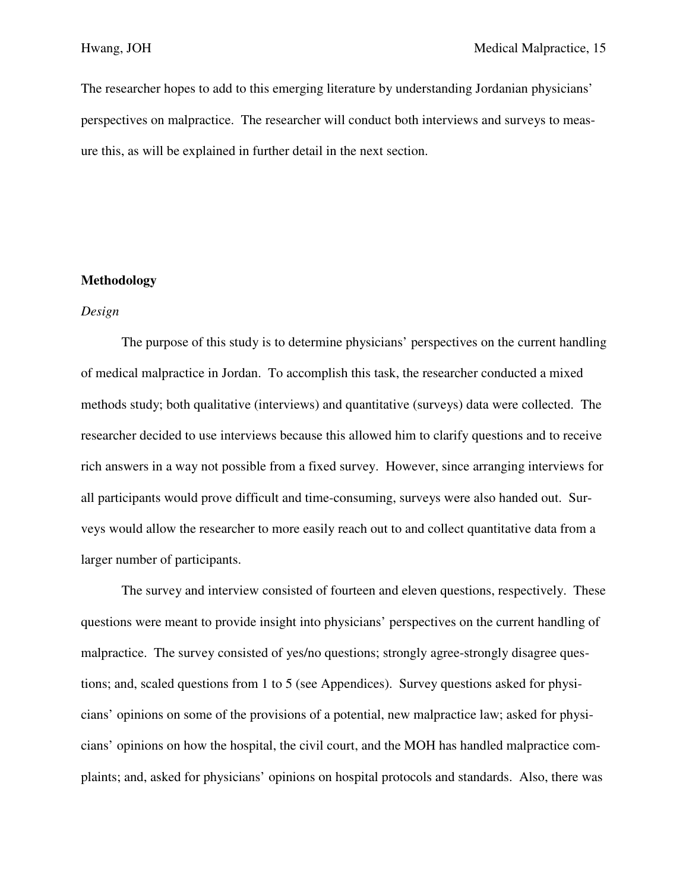The researcher hopes to add to this emerging literature by understanding Jordanian physicians' perspectives on malpractice. The researcher will conduct both interviews and surveys to measure this, as will be explained in further detail in the next section.

## Methodology

### *Design*

The purpose of this study is to determine physicians' perspectives on the current handling of medical malpractice in Jordan. To accomplish this task, the researcher conducted a mixed methods study; both qualitative (interviews) and quantitative (surveys) data were collected. The researcher decided to use interviews because this allowed him to clarify questions and to receive rich answers in a way not possible from a fixed survey. However, since arranging interviews for all participants would prove difficult and time-consuming, surveys were also handed out. Surveys would allow the researcher to more easily reach out to and collect quantitative data from a larger number of participants.

The survey and interview consisted of fourteen and eleven questions, respectively. These questions were meant to provide insight into physicians' perspectives on the current handling of malpractice. The survey consisted of yes/no questions; strongly agree-strongly disagree questions; and, scaled questions from 1 to 5 (see Appendices). Survey questions asked for physicians' opinions on some of the provisions of a potential, new malpractice law; asked for physicians' opinions on how the hospital, the civil court, and the MOH has handled malpractice complaints; and, asked for physicians' opinions on hospital protocols and standards. Also, there was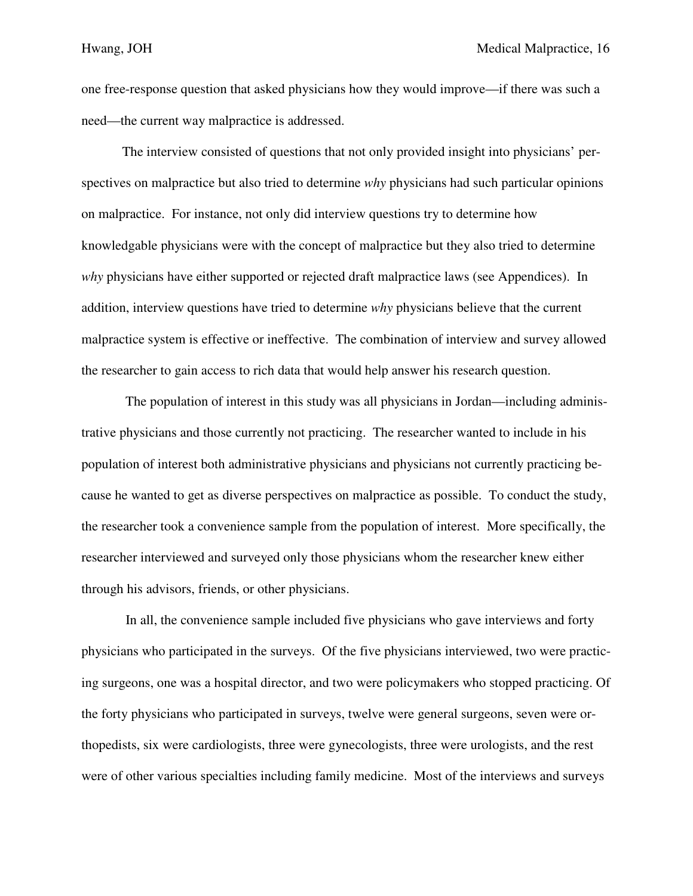one free-response question that asked physicians how they would improve—if there was such a need—the current way malpractice is addressed.

The interview consisted of questions that not only provided insight into physicians' perspectives on malpractice but also tried to determine *why* physicians had such particular opinions on malpractice. For instance, not only did interview questions try to determine how knowledgable physicians were with the concept of malpractice but they also tried to determine *why* physicians have either supported or rejected draft malpractice laws (see Appendices). In addition, interview questions have tried to determine *why* physicians believe that the current malpractice system is effective or ineffective. The combination of interview and survey allowed the researcher to gain access to rich data that would help answer his research question.

The population of interest in this study was all physicians in Jordan—including administrative physicians and those currently not practicing. The researcher wanted to include in his population of interest both administrative physicians and physicians not currently practicing because he wanted to get as diverse perspectives on malpractice as possible. To conduct the study, the researcher took a convenience sample from the population of interest. More specifically, the researcher interviewed and surveyed only those physicians whom the researcher knew either through his advisors, friends, or other physicians.

In all, the convenience sample included five physicians who gave interviews and forty physicians who participated in the surveys. Of the five physicians interviewed, two were practicing surgeons, one was a hospital director, and two were policymakers who stopped practicing. Of the forty physicians who participated in surveys, twelve were general surgeons, seven were orthopedists, six were cardiologists, three were gynecologists, three were urologists, and the rest were of other various specialties including family medicine. Most of the interviews and surveys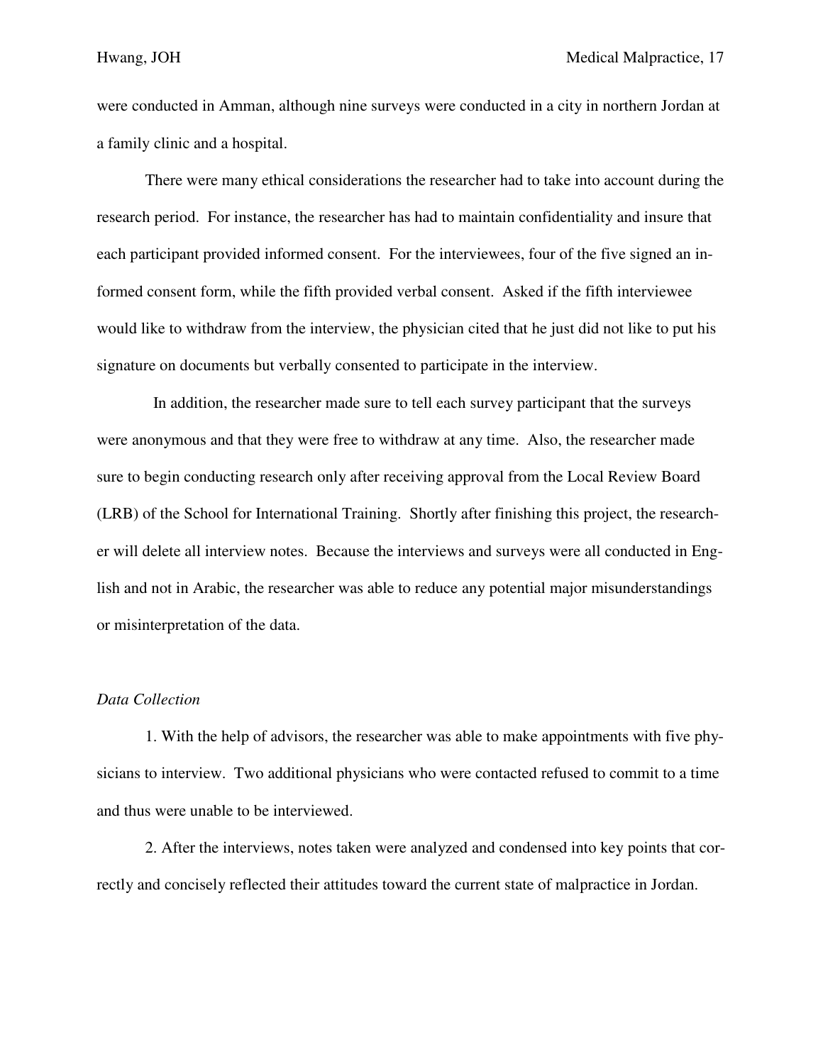were conducted in Amman, although nine surveys were conducted in a city in northern Jordan at a family clinic and a hospital.

There were many ethical considerations the researcher had to take into account during the research period. For instance, the researcher has had to maintain confidentiality and insure that each participant provided informed consent. For the interviewees, four of the five signed an informed consent form, while the fifth provided verbal consent. Asked if the fifth interviewee would like to withdraw from the interview, the physician cited that he just did not like to put his signature on documents but verbally consented to participate in the interview.

In addition, the researcher made sure to tell each survey participant that the surveys were anonymous and that they were free to withdraw at any time. Also, the researcher made sure to begin conducting research only after receiving approval from the Local Review Board (LRB) of the School for International Training. Shortly after finishing this project, the researcher will delete all interview notes. Because the interviews and surveys were all conducted in English and not in Arabic, the researcher was able to reduce any potential major misunderstandings or misinterpretation of the data.

*Data Collection*

1. With the help of advisors, the researcher was able to make appointments with five physicians to interview. Two additional physicians who were contacted refused to commit to a time and thus were unable to be interviewed.

2. After the interviews, notes taken were analyzed and condensed into key points that correctly and concisely reflected their attitudes toward the current state of malpractice in Jordan.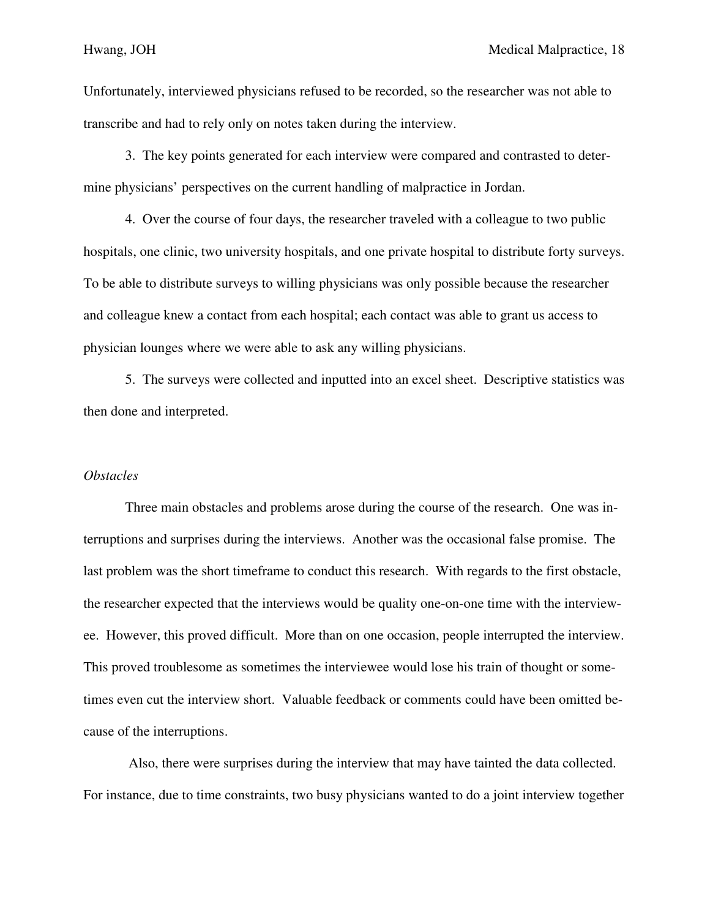Unfortunately, interviewed physicians refused to be recorded, so the researcher was not able to transcribe and had to rely only on notes taken during the interview.

3. The key points generated for each interview were compared and contrasted to determine physicians' perspectives on the current handling of malpractice in Jordan.

4. Over the course of four days, the researcher traveled with a colleague to two public hospitals, one clinic, two university hospitals, and one private hospital to distribute forty surveys. To be able to distribute surveys to willing physicians was only possible because the researcher and colleague knew a contact from each hospital; each contact was able to grant us access to physician lounges where we were able to ask any willing physicians.

5. The surveys were collected and inputted into an excel sheet. Descriptive statistics was then done and interpreted.

*Obstacles*

Three main obstacles and problems arose during the course of the research. One was interruptions and surprises during the interviews. Another was the occasional false promise. The last problem was the short timeframe to conduct this research. With regards to the first obstacle, the researcher expected that the interviews would be quality one-on-one time with the interviewee. However, this proved difficult. More than on one occasion, people interrupted the interview. This proved troublesome as sometimes the interviewee would lose his train of thought or sometimes even cut the interview short. Valuable feedback or comments could have been omitted because of the interruptions.

Also, there were surprises during the interview that may have tainted the data collected. For instance, due to time constraints, two busy physicians wanted to do a joint interview together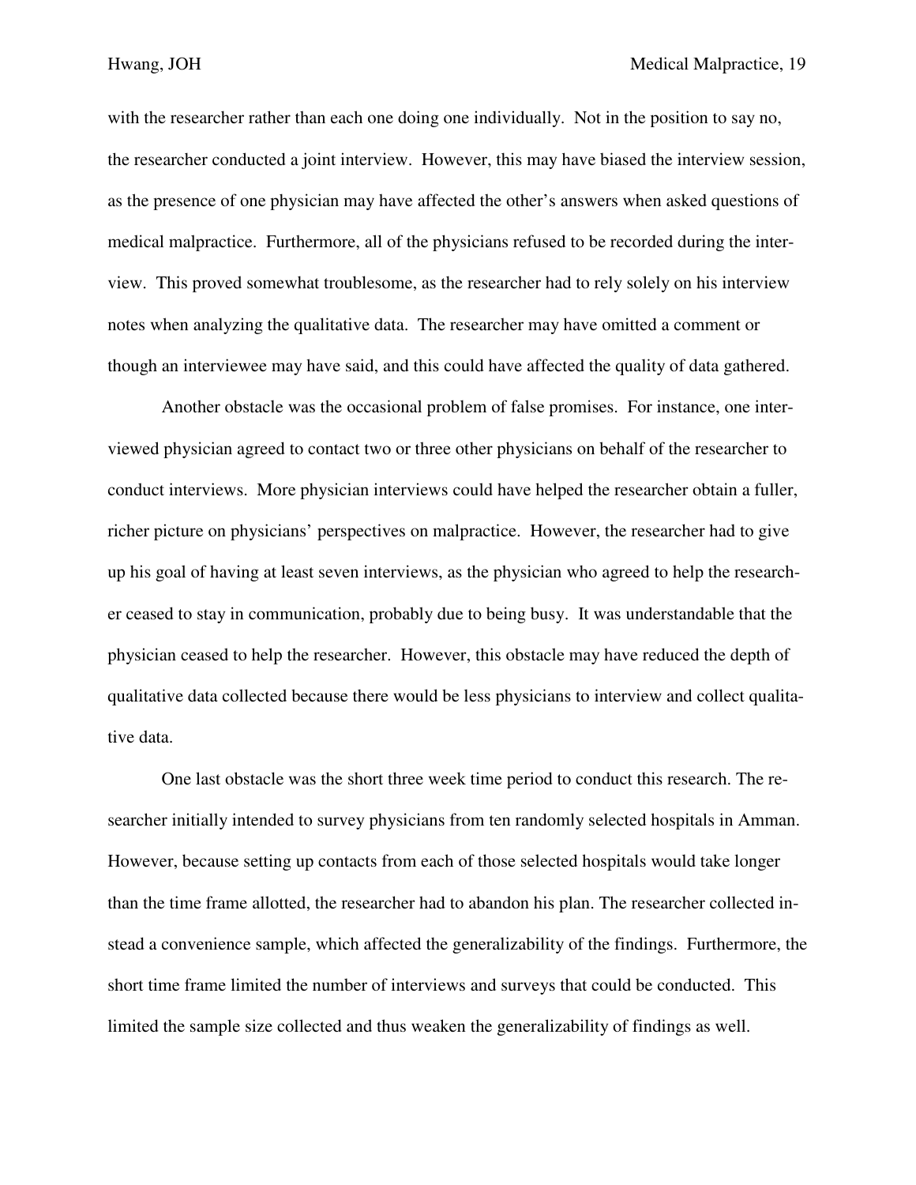with the researcher rather than each one doing one individually. Not in the position to say no, the researcher conducted a joint interview. However, this may have biased the interview session, as the presence of one physician may have affected the other's answers when asked questions of medical malpractice. Furthermore, all of the physicians refused to be recorded during the interview. This proved somewhat troublesome, as the researcher had to rely solely on his interview notes when analyzing the qualitative data. The researcher may have omitted a comment or though an interviewee may have said, and this could have affected the quality of data gathered.

Another obstacle was the occasional problem of false promises. For instance, one interviewed physician agreed to contact two or three other physicians on behalf of the researcher to conduct interviews. More physician interviews could have helped the researcher obtain a fuller, richer picture on physicians' perspectives on malpractice. However, the researcher had to give up his goal of having at least seven interviews, as the physician who agreed to help the researcher ceased to stay in communication, probably due to being busy. It was understandable that the physician ceased to help the researcher. However, this obstacle may have reduced the depth of qualitative data collected because there would be less physicians to interview and collect qualitative data.

One last obstacle was the short three week time period to conduct this research. The researcher initially intended to survey physicians from ten randomly selected hospitals in Amman. However, because setting up contacts from each of those selected hospitals would take longer than the time frame allotted, the researcher had to abandon his plan. The researcher collected instead a convenience sample, which affected the generalizability of the findings. Furthermore, the short time frame limited the number of interviews and surveys that could be conducted. This limited the sample size collected and thus weaken the generalizability of findings as well.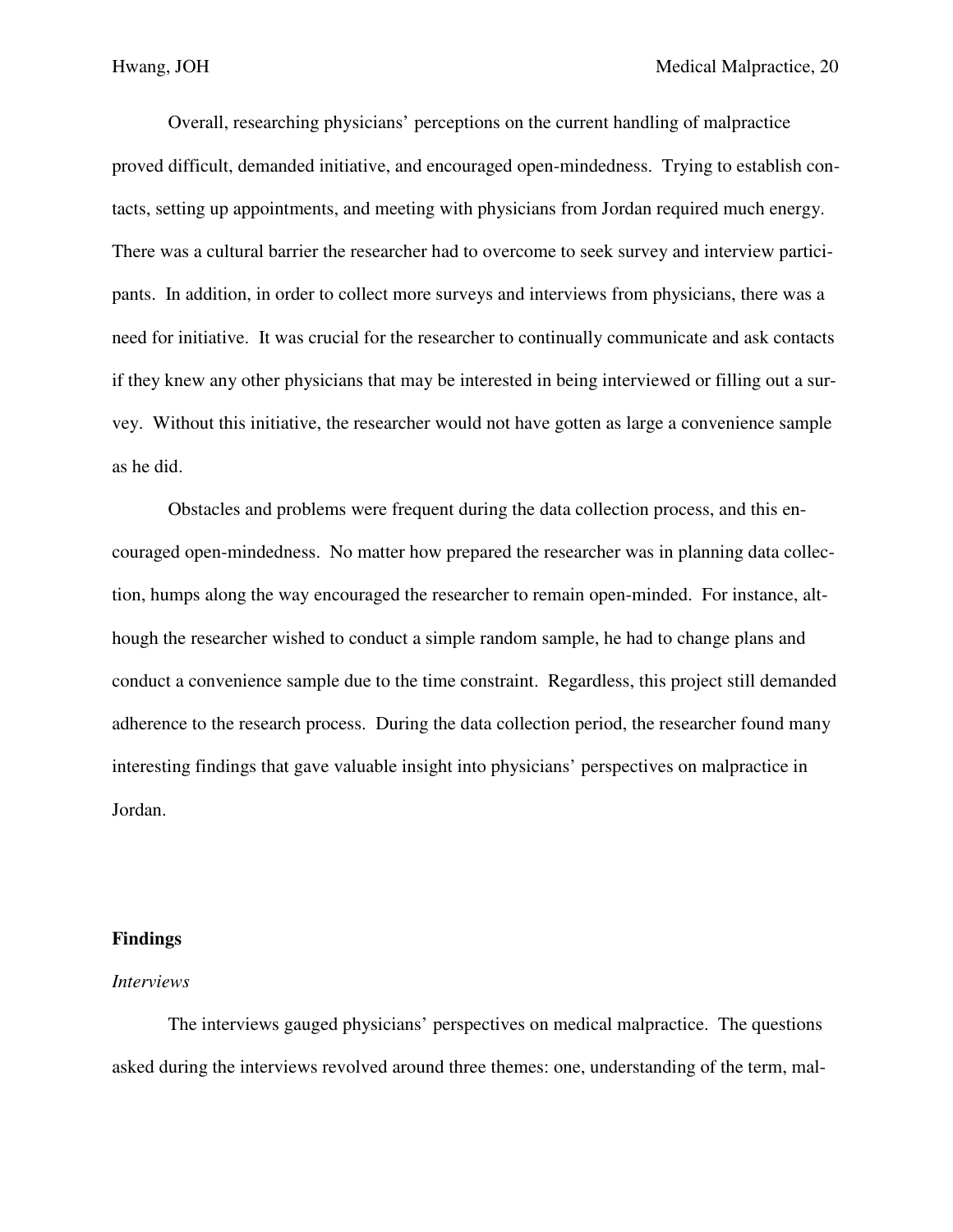Overall, researching physicians' perceptions on the current handling of malpractice proved difficult, demanded initiative, and encouraged open-mindedness. Trying to establish contacts, setting up appointments, and meeting with physicians from Jordan required much energy. There was a cultural barrier the researcher had to overcome to seek survey and interview participants. In addition, in order to collect more surveys and interviews from physicians, there was a need for initiative. It was crucial for the researcher to continually communicate and ask contacts if they knew any other physicians that may be interested in being interviewed or filling out a survey. Without this initiative, the researcher would not have gotten as large a convenience sample as he did.

Obstacles and problems were frequent during the data collection process, and this encouraged open-mindedness. No matter how prepared the researcher was in planning data collection, humps along the way encouraged the researcher to remain open-minded. For instance, although the researcher wished to conduct a simple random sample, he had to change plans and conduct a convenience sample due to the time constraint. Regardless, this project still demanded adherence to the research process. During the data collection period, the researcher found many interesting findings that gave valuable insight into physicians' perspectives on malpractice in Jordan.

## Findings

### *Interviews*

The interviews gauged physicians' perspectives on medical malpractice. The questions asked during the interviews revolved around three themes: one, understanding of the term, mal-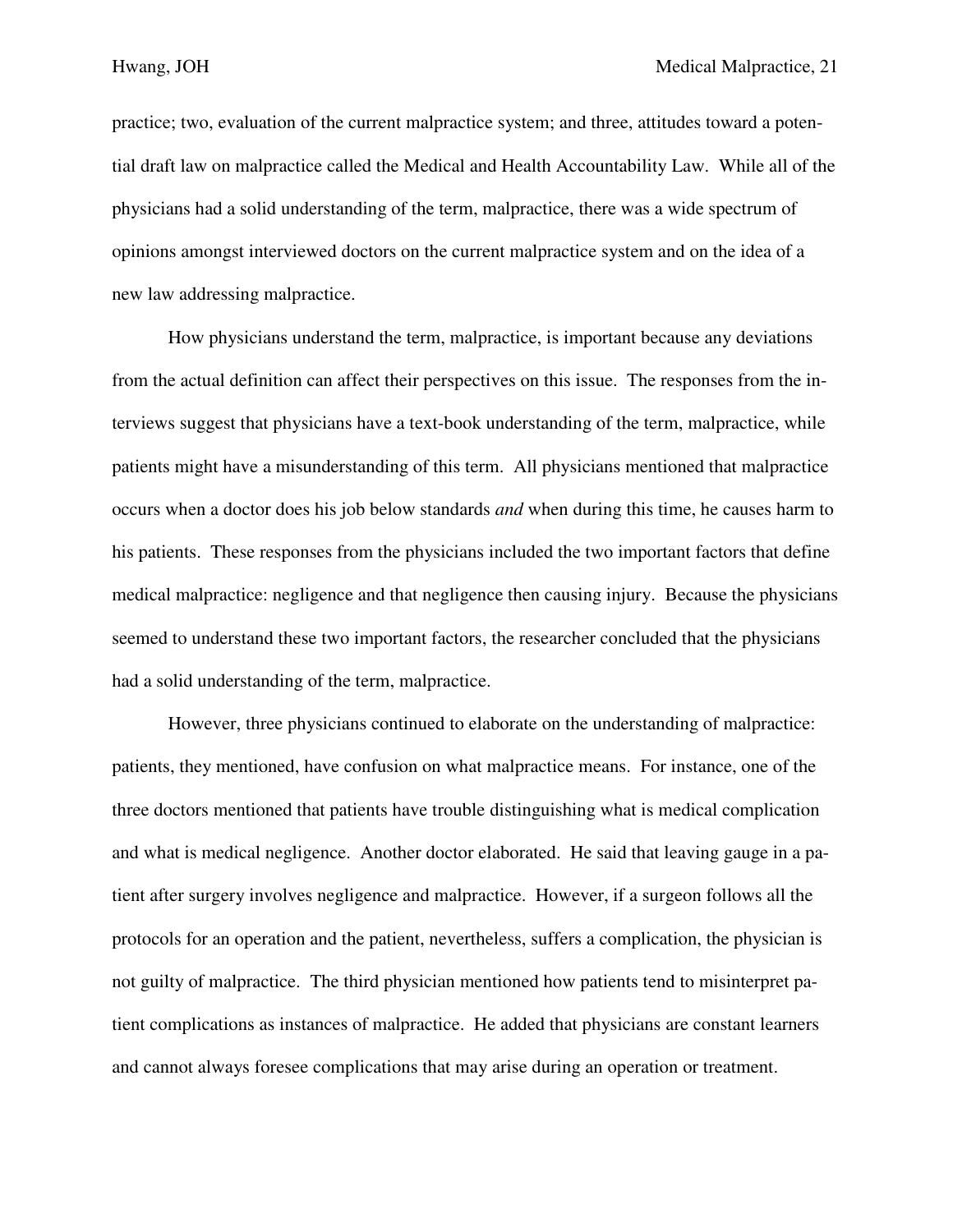practice; two, evaluation of the current malpractice system; and three, attitudes toward a potential draft law on malpractice called the Medical and Health Accountability Law. While all of the physicians had a solid understanding of the term, malpractice, there was a wide spectrum of opinions amongst interviewed doctors on the current malpractice system and on the idea of a new law addressing malpractice.

How physicians understand the term, malpractice, is important because any deviations from the actual definition can affect their perspectives on this issue. The responses from the interviews suggest that physicians have a text-book understanding of the term, malpractice, while patients might have a misunderstanding of this term. All physicians mentioned that malpractice occurs when a doctor does his job below standards *and* when during this time, he causes harm to his patients. These responses from the physicians included the two important factors that define medical malpractice: negligence and that negligence then causing injury. Because the physicians seemed to understand these two important factors, the researcher concluded that the physicians had a solid understanding of the term, malpractice.

However, three physicians continued to elaborate on the understanding of malpractice: patients, they mentioned, have confusion on what malpractice means. For instance, one of the three doctors mentioned that patients have trouble distinguishing what is medical complication and what is medical negligence. Another doctor elaborated. He said that leaving gauge in a patient after surgery involves negligence and malpractice. However, if a surgeon follows all the protocols for an operation and the patient, nevertheless, suffers a complication, the physician is not guilty of malpractice. The third physician mentioned how patients tend to misinterpret patient complications as instances of malpractice. He added that physicians are constant learners and cannot always foresee complications that may arise during an operation or treatment.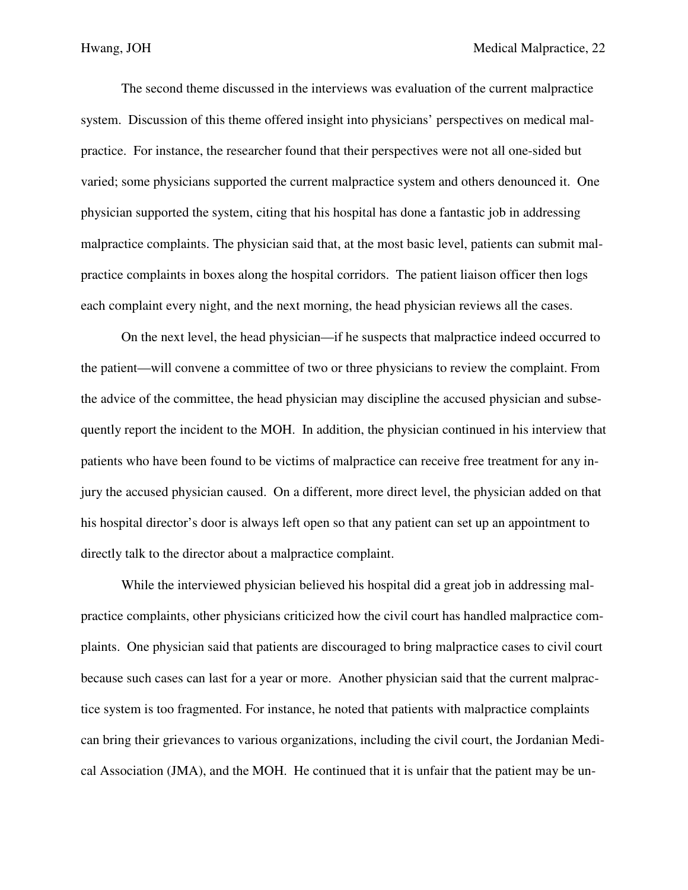The second theme discussed in the interviews was evaluation of the current malpractice system. Discussion of this theme offered insight into physicians' perspectives on medical malpractice. For instance, the researcher found that their perspectives were not all one-sided but varied; some physicians supported the current malpractice system and others denounced it. One physician supported the system, citing that his hospital has done a fantastic job in addressing malpractice complaints. The physician said that, at the most basic level, patients can submit malpractice complaints in boxes along the hospital corridors. The patient liaison officer then logs each complaint every night, and the next morning, the head physician reviews all the cases.

On the next level, the head physician—if he suspects that malpractice indeed occurred to the patient—will convene a committee of two or three physicians to review the complaint. From the advice of the committee, the head physician may discipline the accused physician and subsequently report the incident to the MOH. In addition, the physician continued in his interview that patients who have been found to be victims of malpractice can receive free treatment for any injury the accused physician caused. On a different, more direct level, the physician added on that his hospital director's door is always left open so that any patient can set up an appointment to directly talk to the director about a malpractice complaint.

While the interviewed physician believed his hospital did a great job in addressing malpractice complaints, other physicians criticized how the civil court has handled malpractice complaints. One physician said that patients are discouraged to bring malpractice cases to civil court because such cases can last for a year or more. Another physician said that the current malpractice system is too fragmented. For instance, he noted that patients with malpractice complaints can bring their grievances to various organizations, including the civil court, the Jordanian Medical Association (JMA), and the MOH. He continued that it is unfair that the patient may be un-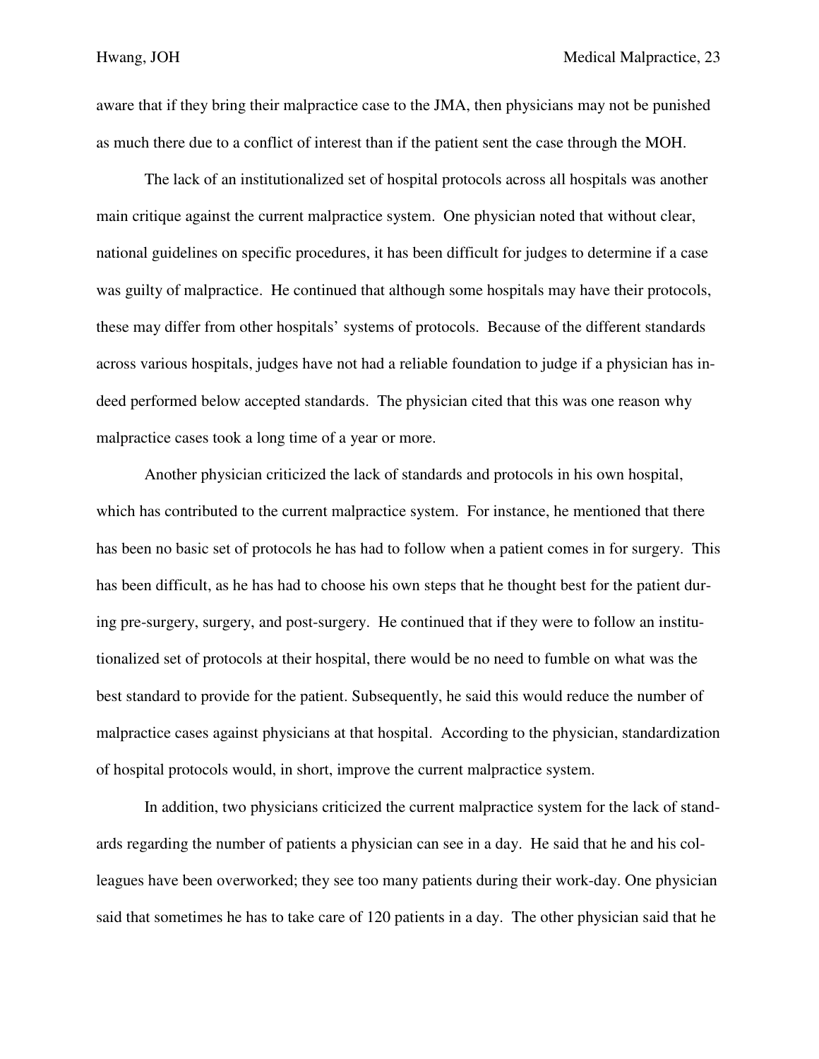aware that if they bring their malpractice case to the JMA, then physicians may not be punished as much there due to a conflict of interest than if the patient sent the case through the MOH.

The lack of an institutionalized set of hospital protocols across all hospitals was another main critique against the current malpractice system. One physician noted that without clear, national guidelines on specific procedures, it has been difficult for judges to determine if a case was guilty of malpractice. He continued that although some hospitals may have their protocols, these may differ from other hospitals' systems of protocols. Because of the different standards across various hospitals, judges have not had a reliable foundation to judge if a physician has indeed performed below accepted standards. The physician cited that this was one reason why malpractice cases took a long time of a year or more.

Another physician criticized the lack of standards and protocols in his own hospital, which has contributed to the current malpractice system. For instance, he mentioned that there has been no basic set of protocols he has had to follow when a patient comes in for surgery. This has been difficult, as he has had to choose his own steps that he thought best for the patient during pre-surgery, surgery, and post-surgery. He continued that if they were to follow an institutionalized set of protocols at their hospital, there would be no need to fumble on what was the best standard to provide for the patient. Subsequently, he said this would reduce the number of malpractice cases against physicians at that hospital. According to the physician, standardization of hospital protocols would, in short, improve the current malpractice system.

In addition, two physicians criticized the current malpractice system for the lack of standards regarding the number of patients a physician can see in a day. He said that he and his colleagues have been overworked; they see too many patients during their work-day. One physician said that sometimes he has to take care of 120 patients in a day. The other physician said that he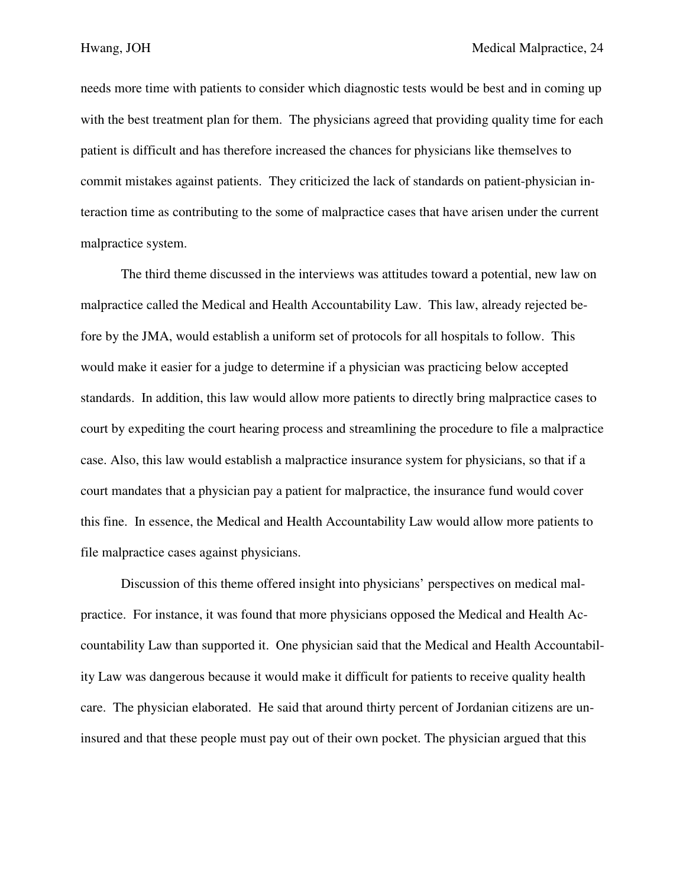needs more time with patients to consider which diagnostic tests would be best and in coming up with the best treatment plan for them. The physicians agreed that providing quality time for each patient is difficult and has therefore increased the chances for physicians like themselves to commit mistakes against patients. They criticized the lack of standards on patient-physician interaction time as contributing to the some of malpractice cases that have arisen under the current malpractice system.

The third theme discussed in the interviews was attitudes toward a potential, new law on malpractice called the Medical and Health Accountability Law. This law, already rejected before by the JMA, would establish a uniform set of protocols for all hospitals to follow. This would make it easier for a judge to determine if a physician was practicing below accepted standards. In addition, this law would allow more patients to directly bring malpractice cases to court by expediting the court hearing process and streamlining the procedure to file a malpractice case. Also, this law would establish a malpractice insurance system for physicians, so that if a court mandates that a physician pay a patient for malpractice, the insurance fund would cover this fine. In essence, the Medical and Health Accountability Law would allow more patients to file malpractice cases against physicians.

Discussion of this theme offered insight into physicians' perspectives on medical malpractice. For instance, it was found that more physicians opposed the Medical and Health Accountability Law than supported it. One physician said that the Medical and Health Accountability Law was dangerous because it would make it difficult for patients to receive quality health care. The physician elaborated. He said that around thirty percent of Jordanian citizens are uninsured and that these people must pay out of their own pocket. The physician argued that this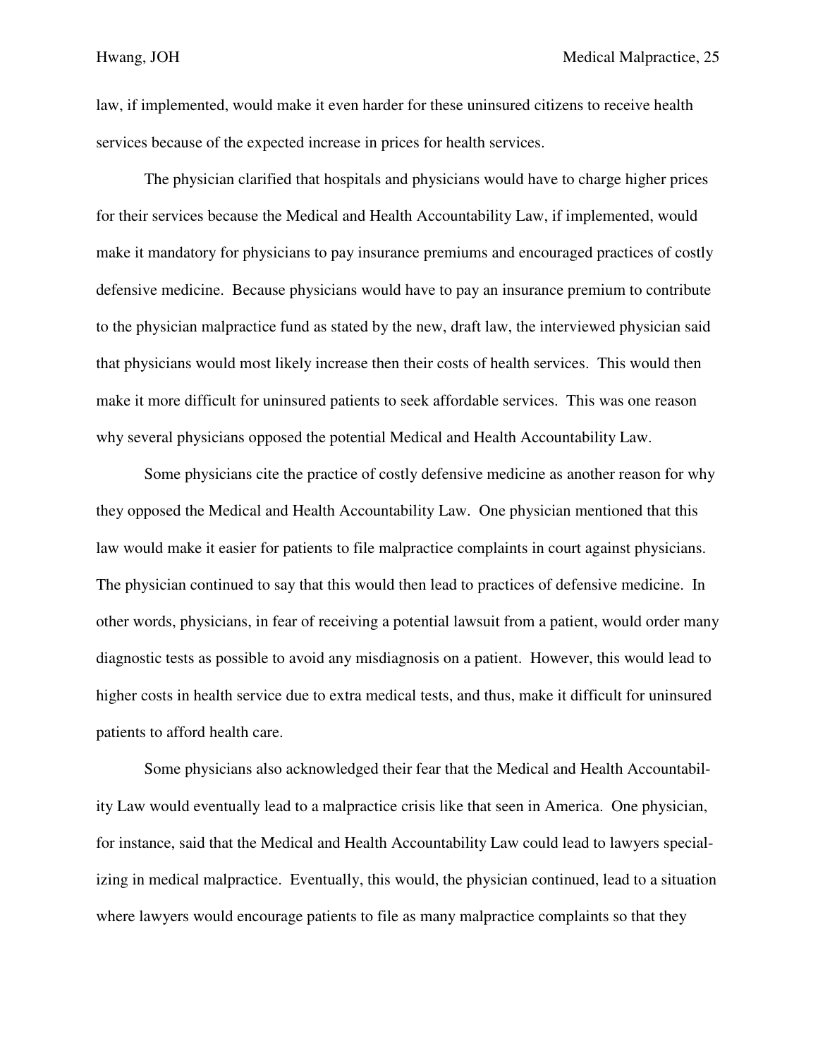law, if implemented, would make it even harder for these uninsured citizens to receive health services because of the expected increase in prices for health services.

The physician clarified that hospitals and physicians would have to charge higher prices for their services because the Medical and Health Accountability Law, if implemented, would make it mandatory for physicians to pay insurance premiums and encouraged practices of costly defensive medicine. Because physicians would have to pay an insurance premium to contribute to the physician malpractice fund as stated by the new, draft law, the interviewed physician said that physicians would most likely increase then their costs of health services. This would then make it more difficult for uninsured patients to seek affordable services. This was one reason why several physicians opposed the potential Medical and Health Accountability Law.

Some physicians cite the practice of costly defensive medicine as another reason for why they opposed the Medical and Health Accountability Law. One physician mentioned that this law would make it easier for patients to file malpractice complaints in court against physicians. The physician continued to say that this would then lead to practices of defensive medicine. In other words, physicians, in fear of receiving a potential lawsuit from a patient, would order many diagnostic tests as possible to avoid any misdiagnosis on a patient. However, this would lead to higher costs in health service due to extra medical tests, and thus, make it difficult for uninsured patients to afford health care.

Some physicians also acknowledged their fear that the Medical and Health Accountability Law would eventually lead to a malpractice crisis like that seen in America. One physician, for instance, said that the Medical and Health Accountability Law could lead to lawyers specializing in medical malpractice. Eventually, this would, the physician continued, lead to a situation where lawyers would encourage patients to file as many malpractice complaints so that they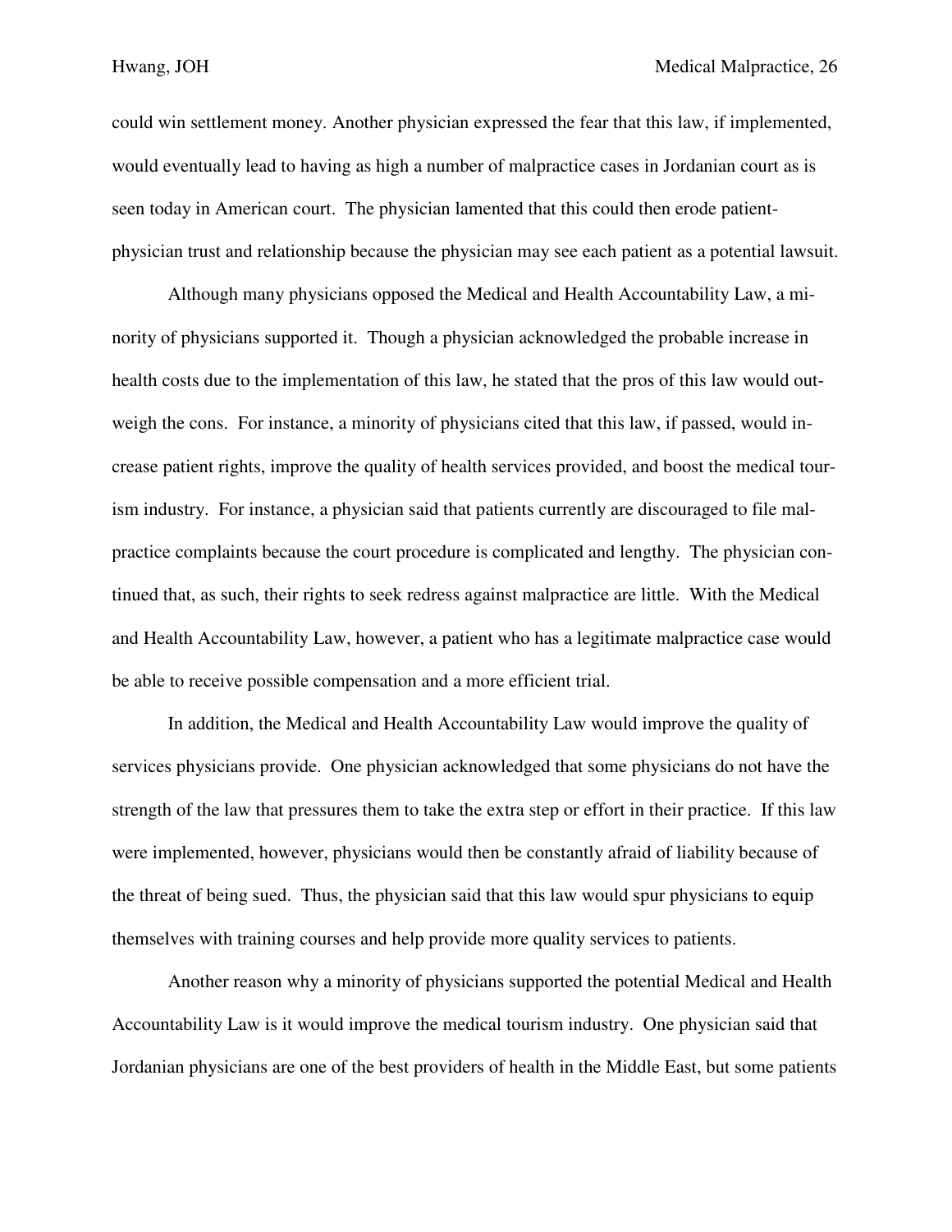could win settlement money. Another physician expressed the fear that this law, if implemented, would eventually lead to having as high a number of malpractice cases in Jordanian court as is seen today in American court. The physician lamented that this could then erode patient-physician trust and relationship because the physician may see each patient as a potential lawsuit.

Although many physicians opposed the Medical and Health Accountability Law, a minority of physicians supported it. Though a physician acknowledged the probable increase in health costs due to the implementation of this law, he stated that the pros of this law would outweigh the cons. For instance, a minority of physicians cited that this law, if passed, would increase patient rights, improve the quality of health services provided, and boost the medical tourism industry. For instance, a physician said that patients currently are discouraged to file malpractice complaints because the court procedure is complicated and lengthy. The physician continued that, as such, their rights to seek redress against malpractice are little. With the Medical and Health Accountability Law, however, a patient who has a legitimate malpractice case would be able to receive possible compensation and a more efficient trial.

In addition, the Medical and Health Accountability Law would improve the quality of services physicians provide. One physician acknowledged that some physicians do not have the strength of the law that pressures them to take the extra step or effort in their practice. If this law were implemented, however, physicians would then be constantly afraid of liability because of the threat of being sued. Thus, the physician said that this law would spur physicians to equip themselves with training courses and help provide more quality services to patients.

Another reason why a minority of physicians supported the potential Medical and Health Accountability Law is it would improve the medical tourism industry. One physician said that Jordanian physicians are one of the best providers of health in the Middle East, but some patients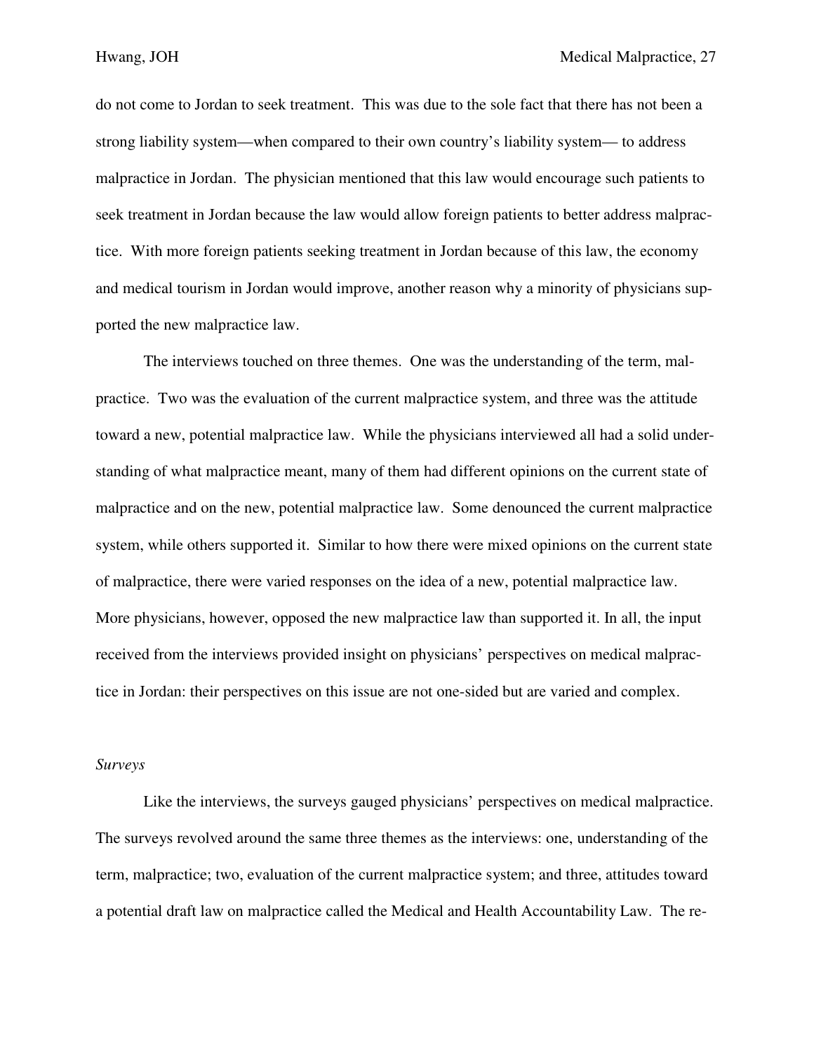do not come to Jordan to seek treatment. This was due to the sole fact that there has not been a strong liability system—when compared to their own country's liability system— to address malpractice in Jordan. The physician mentioned that this law would encourage such patients to seek treatment in Jordan because the law would allow foreign patients to better address malpractice. With more foreign patients seeking treatment in Jordan because of this law, the economy and medical tourism in Jordan would improve, another reason why a minority of physicians supported the new malpractice law.

The interviews touched on three themes. One was the understanding of the term, malpractice. Two was the evaluation of the current malpractice system, and three was the attitude toward a new, potential malpractice law. While the physicians interviewed all had a solid understanding of what malpractice meant, many of them had different opinions on the current state of malpractice and on the new, potential malpractice law. Some denounced the current malpractice system, while others supported it. Similar to how there were mixed opinions on the current state of malpractice, there were varied responses on the idea of a new, potential malpractice law. More physicians, however, opposed the new malpractice law than supported it. In all, the input received from the interviews provided insight on physicians' perspectives on medical malpractice in Jordan: their perspectives on this issue are not one-sided but are varied and complex.

*Surveys*

Like the interviews, the surveys gauged physicians' perspectives on medical malpractice. The surveys revolved around the same three themes as the interviews: one, understanding of the term, malpractice; two, evaluation of the current malpractice system; and three, attitudes toward a potential draft law on malpractice called the Medical and Health Accountability Law. The re-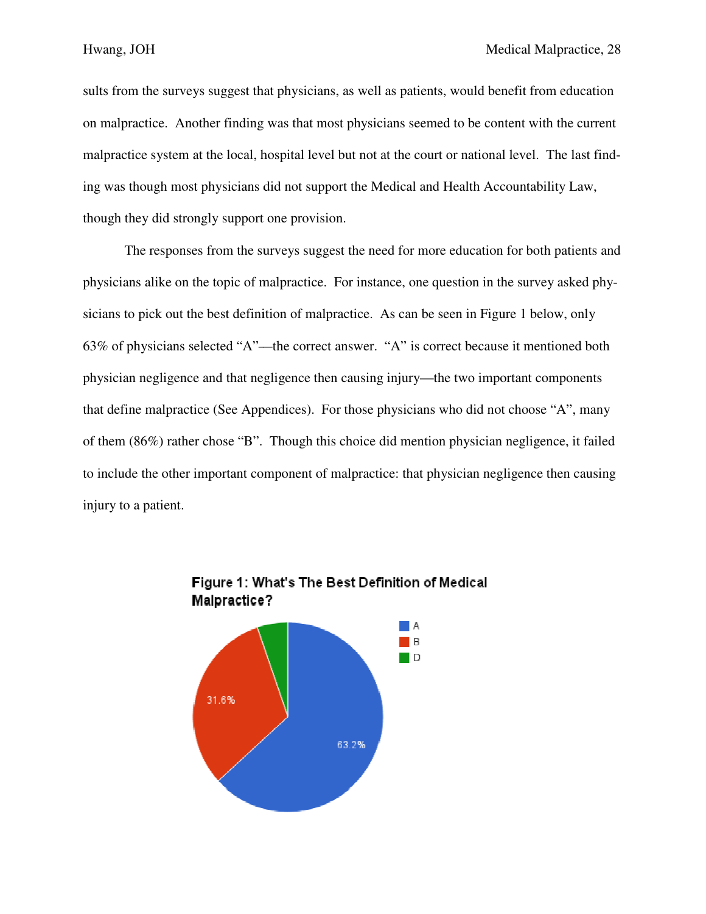sults from the surveys suggest that physicians, as well as patients, would benefit from education on malpractice. Another finding was that most physicians seemed to be content with the current malpractice system at the local, hospital level but not at the court or national level. The last finding was though most physicians did not support the Medical and Health Accountability Law, though they did strongly support one provision.

The responses from the surveys suggest the need for more education for both patients and physicians alike on the topic of malpractice. For instance, one question in the survey asked physicians to pick out the best definition of malpractice. As can be seen in Figure 1 below, only 63% of physicians selected "A"—the correct answer. "A" is correct because it mentioned both physician negligence and that negligence then causing injury—the two important components that define malpractice (See Appendices). For those physicians who did not choose "A", many of them (86%) rather chose "B". Though this choice did mention physician negligence, it failed to include the other important component of malpractice: that physician negligence then causing injury to a patient.

**Figure 1: What's The Best Definition of Medical Malpractice?**

| Answer | Percentage |
|---|---|
| A | 63.2% |
| B | 31.6% |
| D | |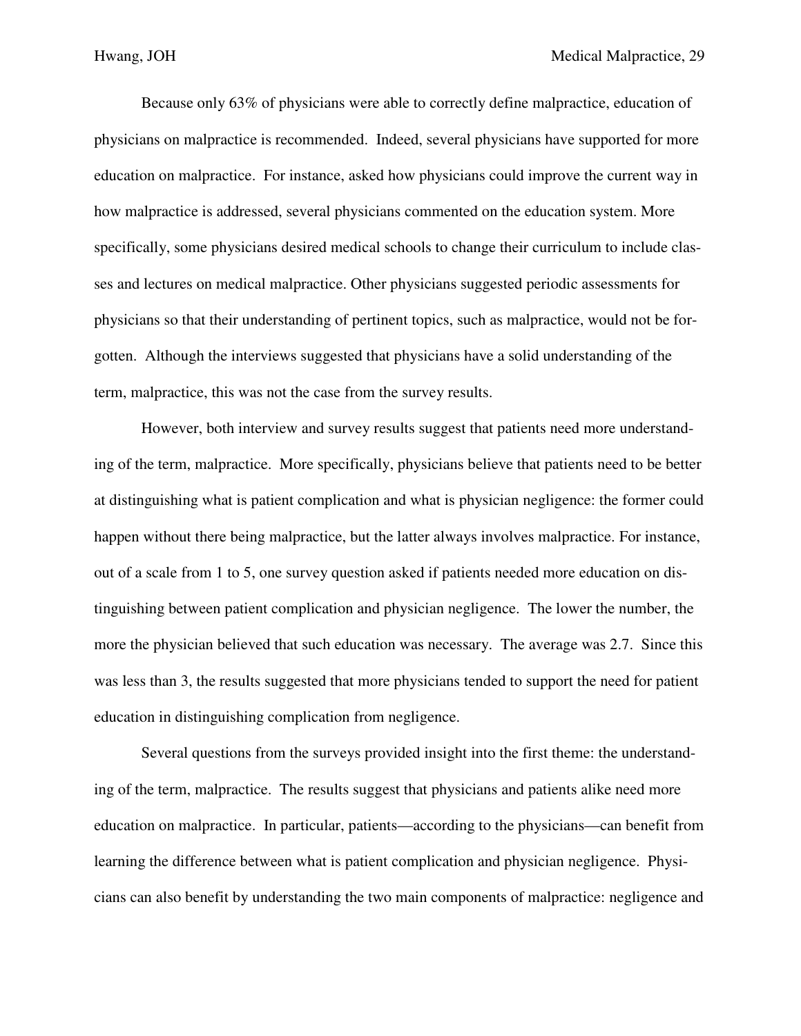Because only 63% of physicians were able to correctly define malpractice, education of physicians on malpractice is recommended. Indeed, several physicians have supported for more education on malpractice. For instance, asked how physicians could improve the current way in how malpractice is addressed, several physicians commented on the education system. More specifically, some physicians desired medical schools to change their curriculum to include classes and lectures on medical malpractice. Other physicians suggested periodic assessments for physicians so that their understanding of pertinent topics, such as malpractice, would not be forgotten. Although the interviews suggested that physicians have a solid understanding of the term, malpractice, this was not the case from the survey results.

However, both interview and survey results suggest that patients need more understanding of the term, malpractice. More specifically, physicians believe that patients need to be better at distinguishing what is patient complication and what is physician negligence: the former could happen without there being malpractice, but the latter always involves malpractice. For instance, out of a scale from 1 to 5, one survey question asked if patients needed more education on distinguishing between patient complication and physician negligence. The lower the number, the more the physician believed that such education was necessary. The average was 2.7. Since this was less than 3, the results suggested that more physicians tended to support the need for patient education in distinguishing complication from negligence.

Several questions from the surveys provided insight into the first theme: the understanding of the term, malpractice. The results suggest that physicians and patients alike need more education on malpractice. In particular, patients—according to the physicians—can benefit from learning the difference between what is patient complication and physician negligence. Physicians can also benefit by understanding the two main components of malpractice: negligence and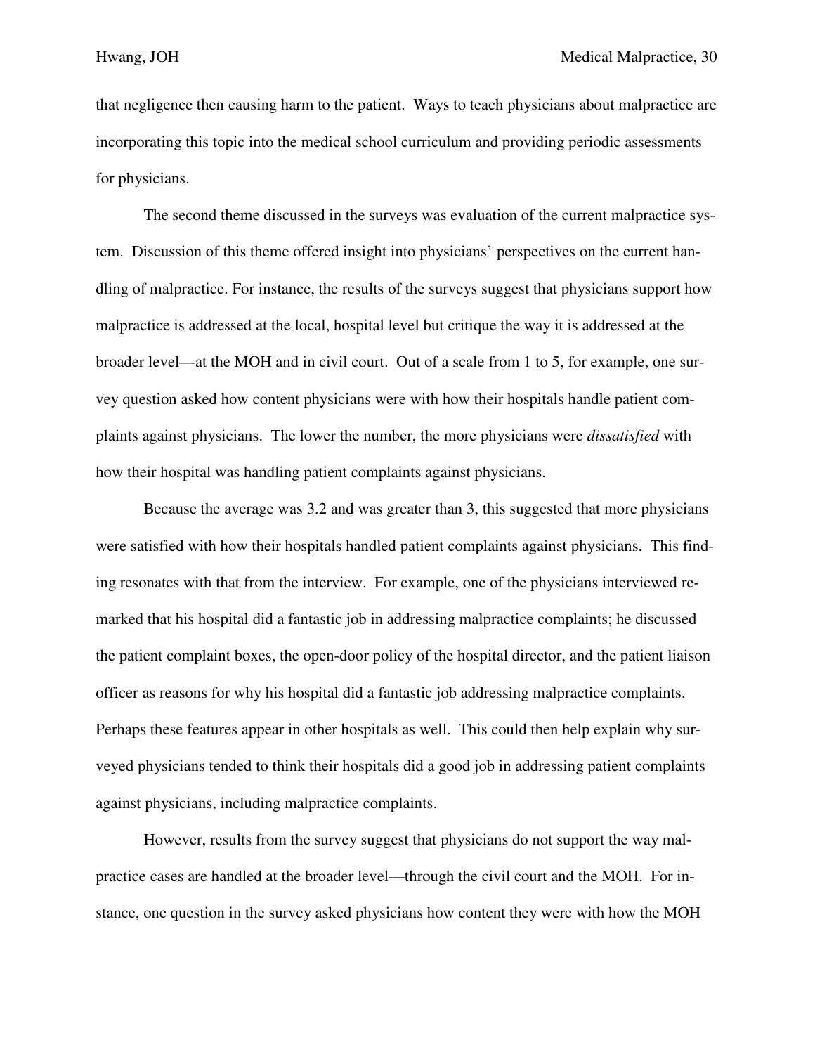that negligence then causing harm to the patient. Ways to teach physicians about malpractice are incorporating this topic into the medical school curriculum and providing periodic assessments for physicians.

The second theme discussed in the surveys was evaluation of the current malpractice system. Discussion of this theme offered insight into physicians' perspectives on the current handling of malpractice. For instance, the results of the surveys suggest that physicians support how malpractice is addressed at the local, hospital level but critique the way it is addressed at the broader level—at the MOH and in civil court. Out of a scale from 1 to 5, for example, one survey question asked how content physicians were with how their hospitals handle patient complaints against physicians. The lower the number, the more physicians were *dissatisfied* with how their hospital was handling patient complaints against physicians.

Because the average was 3.2 and was greater than 3, this suggested that more physicians were satisfied with how their hospitals handled patient complaints against physicians. This finding resonates with that from the interview. For example, one of the physicians interviewed remarked that his hospital did a fantastic job in addressing malpractice complaints; he discussed the patient complaint boxes, the open-door policy of the hospital director, and the patient liaison officer as reasons for why his hospital did a fantastic job addressing malpractice complaints. Perhaps these features appear in other hospitals as well. This could then help explain why surveyed physicians tended to think their hospitals did a good job in addressing patient complaints against physicians, including malpractice complaints.

However, results from the survey suggest that physicians do not support the way malpractice cases are handled at the broader level—through the civil court and the MOH. For instance, one question in the survey asked physicians how content they were with how the MOH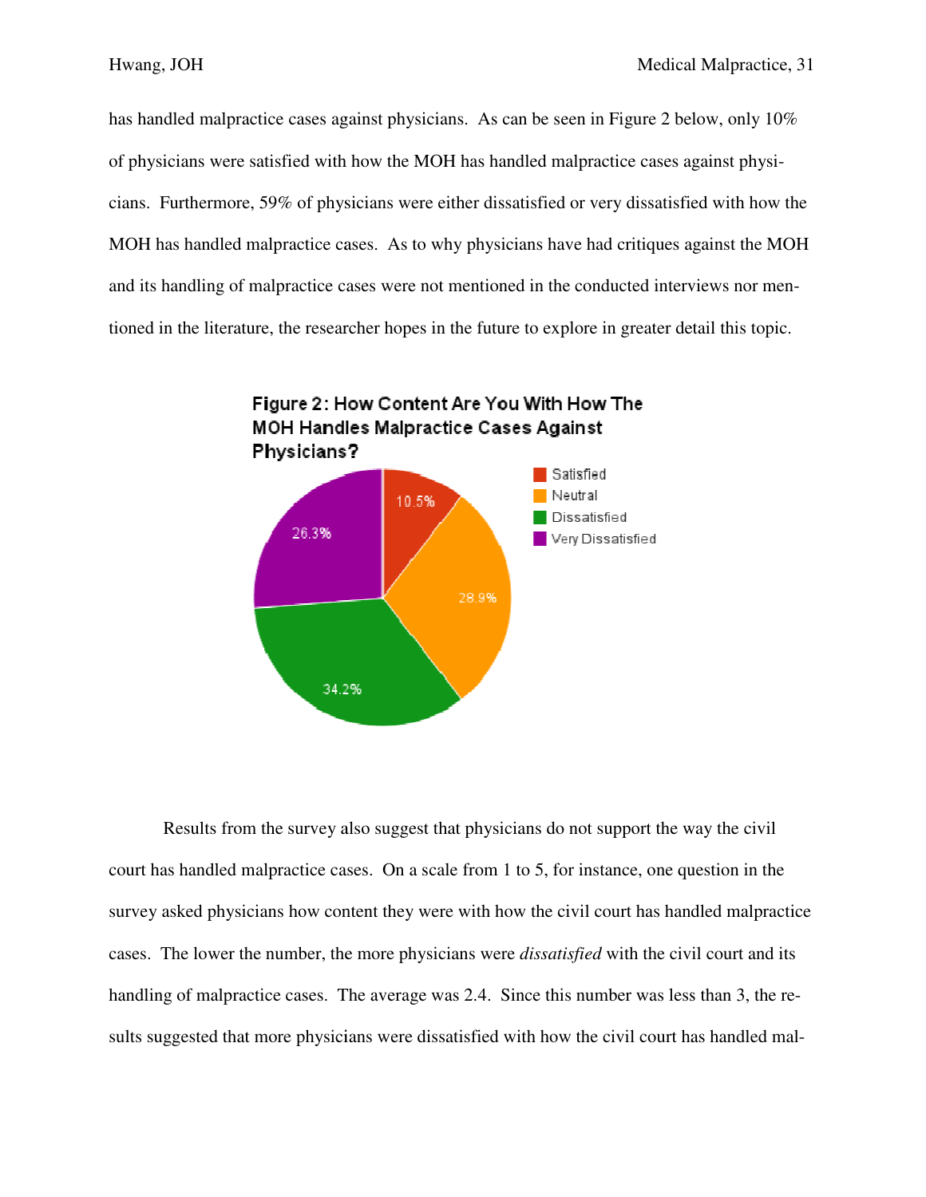has handled malpractice cases against physicians. As can be seen in Figure 2 below, only 10% of physicians were satisfied with how the MOH has handled malpractice cases against physicians. Furthermore, 59% of physicians were either dissatisfied or very dissatisfied with how the MOH has handled malpractice cases. As to why physicians have had critiques against the MOH and its handling of malpractice cases were not mentioned in the conducted interviews nor mentioned in the literature, the researcher hopes in the future to explore in greater detail this topic.

**Figure 2: How Content Are You With How The MOH Handles Malpractice Cases Against Physicians?**

| Response | Percentage |
| --- | --- |
| Satisfied | 10.5% |
| Neutral | 28.9% |
| Dissatisfied | 34.2% |
| Very Dissatisfied | 26.3% |

Results from the survey also suggest that physicians do not support the way the civil court has handled malpractice cases. On a scale from 1 to 5, for instance, one question in the survey asked physicians how content they were with how the civil court has handled malpractice cases. The lower the number, the more physicians were *dissatisfied* with the civil court and its handling of malpractice cases. The average was 2.4. Since this number was less than 3, the results suggested that more physicians were dissatisfied with how the civil court has handled mal-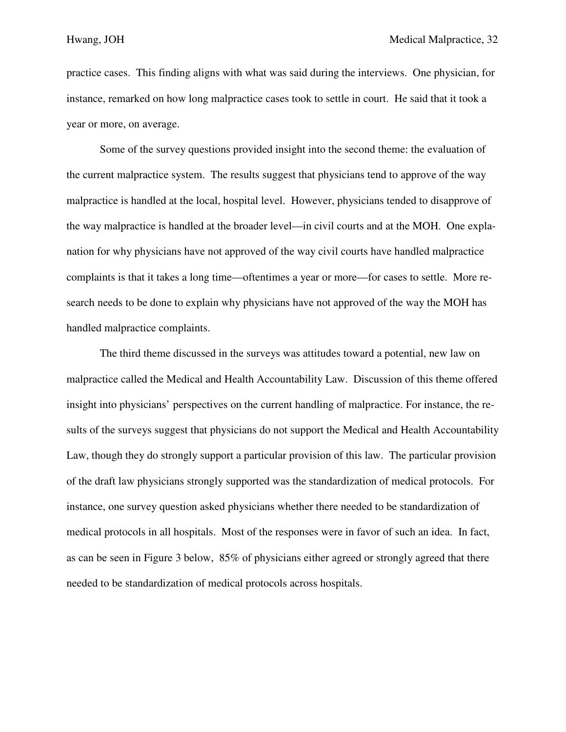practice cases. This finding aligns with what was said during the interviews. One physician, for instance, remarked on how long malpractice cases took to settle in court. He said that it took a year or more, on average.

Some of the survey questions provided insight into the second theme: the evaluation of the current malpractice system. The results suggest that physicians tend to approve of the way malpractice is handled at the local, hospital level. However, physicians tended to disapprove of the way malpractice is handled at the broader level—in civil courts and at the MOH. One explanation for why physicians have not approved of the way civil courts have handled malpractice complaints is that it takes a long time—oftentimes a year or more—for cases to settle. More research needs to be done to explain why physicians have not approved of the way the MOH has handled malpractice complaints.

The third theme discussed in the surveys was attitudes toward a potential, new law on malpractice called the Medical and Health Accountability Law. Discussion of this theme offered insight into physicians' perspectives on the current handling of malpractice. For instance, the results of the surveys suggest that physicians do not support the Medical and Health Accountability Law, though they do strongly support a particular provision of this law. The particular provision of the draft law physicians strongly supported was the standardization of medical protocols. For instance, one survey question asked physicians whether there needed to be standardization of medical protocols in all hospitals. Most of the responses were in favor of such an idea. In fact, as can be seen in Figure 3 below, 85% of physicians either agreed or strongly agreed that there needed to be standardization of medical protocols across hospitals.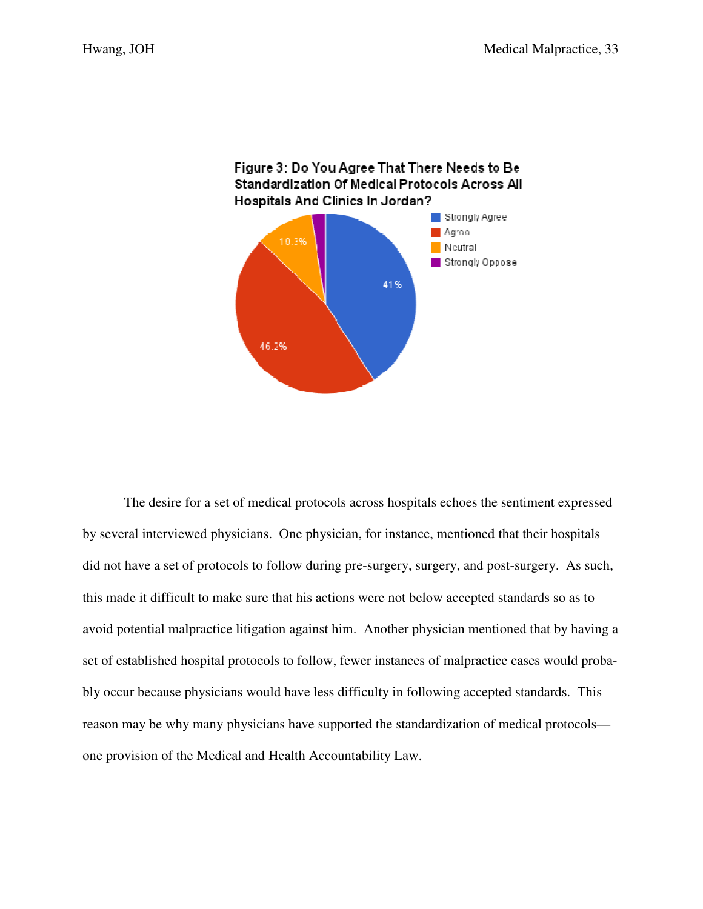**Figure 3: Do You Agree That There Needs to Be Standardization Of Medical Protocols Across All Hospitals And Clinics In Jordan?**

- Strongly Agree: 41%
- Agree: 46.2%
- Neutral: 10.3%
- Strongly Oppose

The desire for a set of medical protocols across hospitals echoes the sentiment expressed by several interviewed physicians. One physician, for instance, mentioned that their hospitals did not have a set of protocols to follow during pre-surgery, surgery, and post-surgery. As such, this made it difficult to make sure that his actions were not below accepted standards so as to avoid potential malpractice litigation against him. Another physician mentioned that by having a set of established hospital protocols to follow, fewer instances of malpractice cases would probably occur because physicians would have less difficulty in following accepted standards. This reason may be why many physicians have supported the standardization of medical protocols—one provision of the Medical and Health Accountability Law.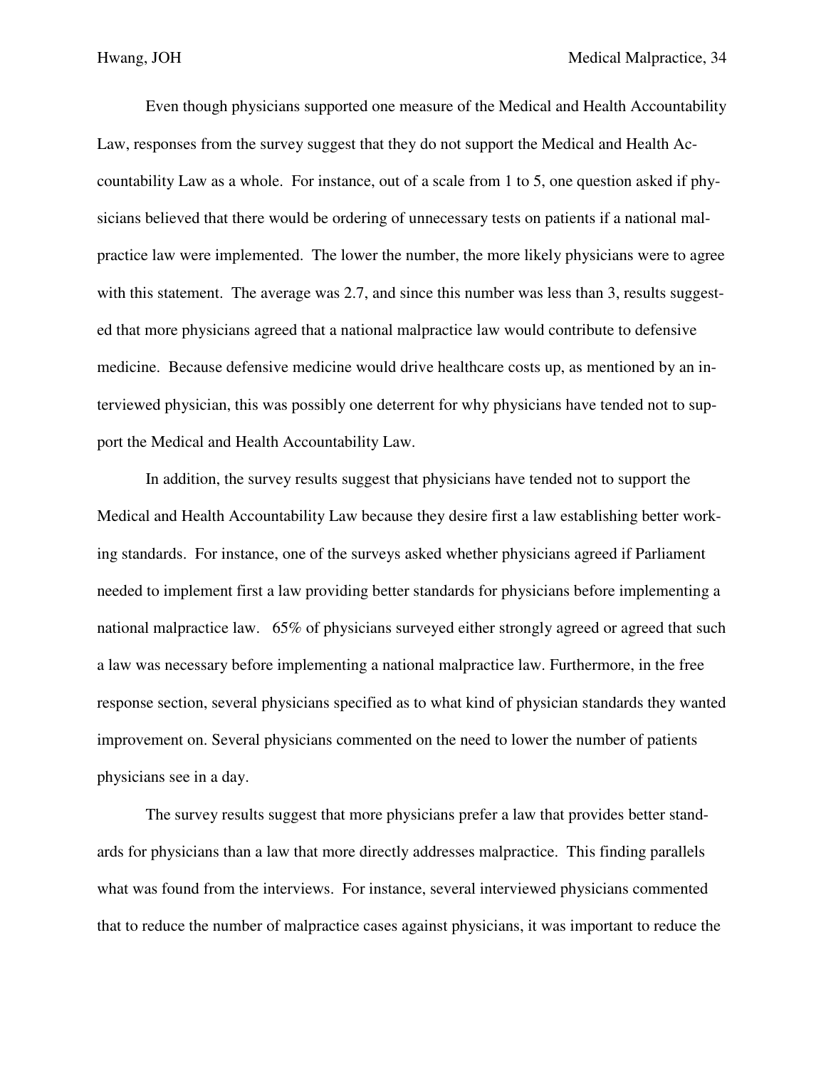Even though physicians supported one measure of the Medical and Health Accountability Law, responses from the survey suggest that they do not support the Medical and Health Accountability Law as a whole. For instance, out of a scale from 1 to 5, one question asked if physicians believed that there would be ordering of unnecessary tests on patients if a national malpractice law were implemented. The lower the number, the more likely physicians were to agree with this statement. The average was 2.7, and since this number was less than 3, results suggested that more physicians agreed that a national malpractice law would contribute to defensive medicine. Because defensive medicine would drive healthcare costs up, as mentioned by an interviewed physician, this was possibly one deterrent for why physicians have tended not to support the Medical and Health Accountability Law.

In addition, the survey results suggest that physicians have tended not to support the Medical and Health Accountability Law because they desire first a law establishing better working standards. For instance, one of the surveys asked whether physicians agreed if Parliament needed to implement first a law providing better standards for physicians before implementing a national malpractice law. 65% of physicians surveyed either strongly agreed or agreed that such a law was necessary before implementing a national malpractice law. Furthermore, in the free response section, several physicians specified as to what kind of physician standards they wanted improvement on. Several physicians commented on the need to lower the number of patients physicians see in a day.

The survey results suggest that more physicians prefer a law that provides better standards for physicians than a law that more directly addresses malpractice. This finding parallels what was found from the interviews. For instance, several interviewed physicians commented that to reduce the number of malpractice cases against physicians, it was important to reduce the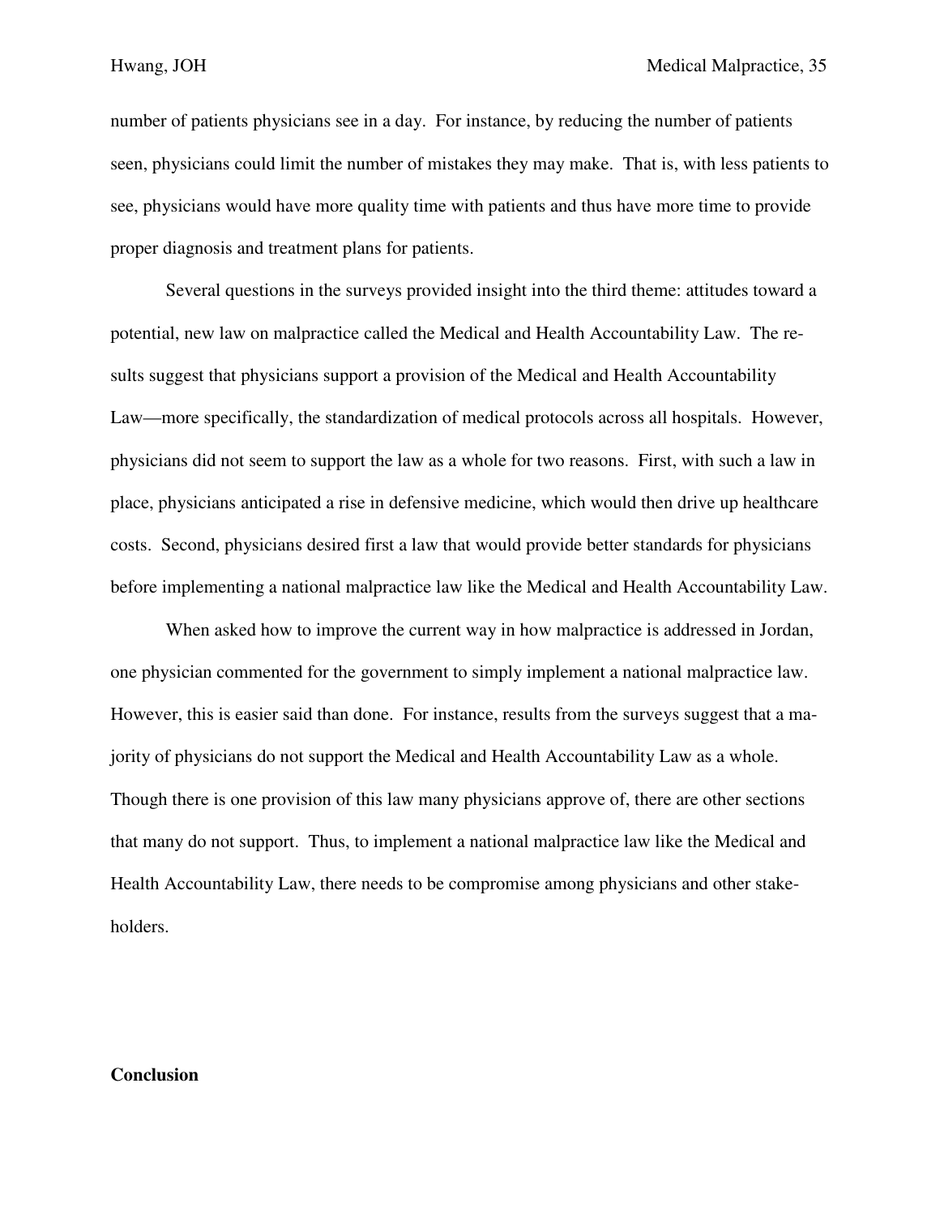number of patients physicians see in a day. For instance, by reducing the number of patients seen, physicians could limit the number of mistakes they may make. That is, with less patients to see, physicians would have more quality time with patients and thus have more time to provide proper diagnosis and treatment plans for patients.

Several questions in the surveys provided insight into the third theme: attitudes toward a potential, new law on malpractice called the Medical and Health Accountability Law. The results suggest that physicians support a provision of the Medical and Health Accountability Law—more specifically, the standardization of medical protocols across all hospitals. However, physicians did not seem to support the law as a whole for two reasons. First, with such a law in place, physicians anticipated a rise in defensive medicine, which would then drive up healthcare costs. Second, physicians desired first a law that would provide better standards for physicians before implementing a national malpractice law like the Medical and Health Accountability Law.

When asked how to improve the current way in how malpractice is addressed in Jordan, one physician commented for the government to simply implement a national malpractice law. However, this is easier said than done. For instance, results from the surveys suggest that a majority of physicians do not support the Medical and Health Accountability Law as a whole. Though there is one provision of this law many physicians approve of, there are other sections that many do not support. Thus, to implement a national malpractice law like the Medical and Health Accountability Law, there needs to be compromise among physicians and other stakeholders.

## Conclusion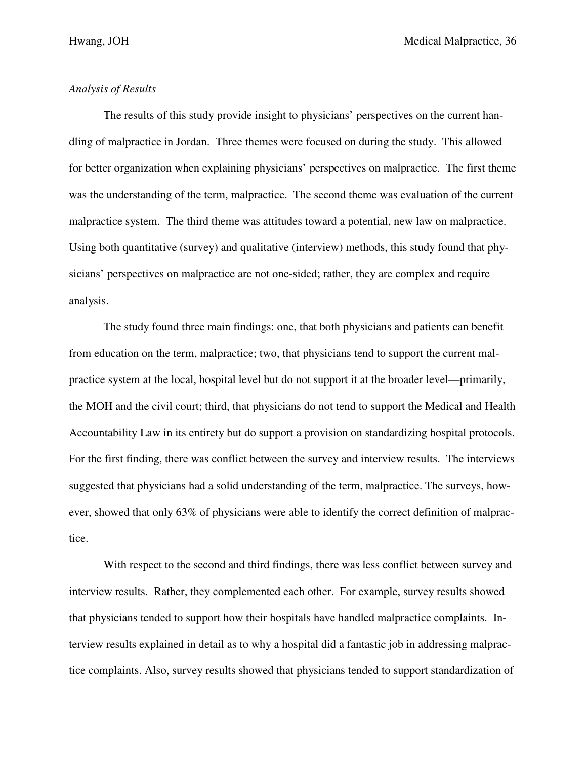*Analysis of Results*

The results of this study provide insight to physicians' perspectives on the current handling of malpractice in Jordan. Three themes were focused on during the study. This allowed for better organization when explaining physicians' perspectives on malpractice. The first theme was the understanding of the term, malpractice. The second theme was evaluation of the current malpractice system. The third theme was attitudes toward a potential, new law on malpractice. Using both quantitative (survey) and qualitative (interview) methods, this study found that physicians' perspectives on malpractice are not one-sided; rather, they are complex and require analysis.

The study found three main findings: one, that both physicians and patients can benefit from education on the term, malpractice; two, that physicians tend to support the current malpractice system at the local, hospital level but do not support it at the broader level—primarily, the MOH and the civil court; third, that physicians do not tend to support the Medical and Health Accountability Law in its entirety but do support a provision on standardizing hospital protocols. For the first finding, there was conflict between the survey and interview results. The interviews suggested that physicians had a solid understanding of the term, malpractice. The surveys, however, showed that only 63% of physicians were able to identify the correct definition of malpractice.

With respect to the second and third findings, there was less conflict between survey and interview results. Rather, they complemented each other. For example, survey results showed that physicians tended to support how their hospitals have handled malpractice complaints. Interview results explained in detail as to why a hospital did a fantastic job in addressing malpractice complaints. Also, survey results showed that physicians tended to support standardization of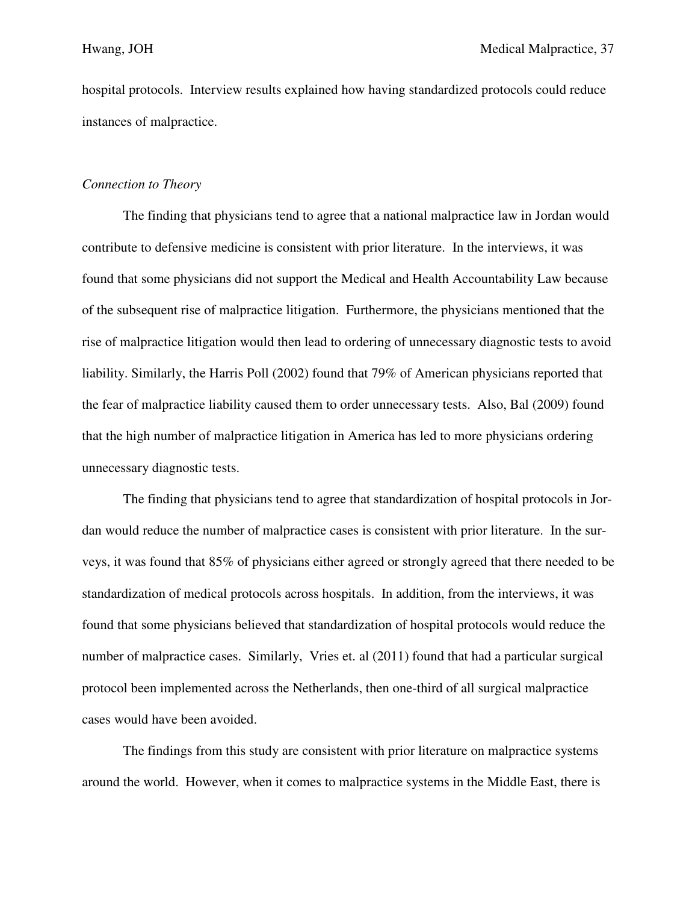hospital protocols. Interview results explained how having standardized protocols could reduce instances of malpractice.

*Connection to Theory*

The finding that physicians tend to agree that a national malpractice law in Jordan would contribute to defensive medicine is consistent with prior literature. In the interviews, it was found that some physicians did not support the Medical and Health Accountability Law because of the subsequent rise of malpractice litigation. Furthermore, the physicians mentioned that the rise of malpractice litigation would then lead to ordering of unnecessary diagnostic tests to avoid liability. Similarly, the Harris Poll (2002) found that 79% of American physicians reported that the fear of malpractice liability caused them to order unnecessary tests. Also, Bal (2009) found that the high number of malpractice litigation in America has led to more physicians ordering unnecessary diagnostic tests.

The finding that physicians tend to agree that standardization of hospital protocols in Jordan would reduce the number of malpractice cases is consistent with prior literature. In the surveys, it was found that 85% of physicians either agreed or strongly agreed that there needed to be standardization of medical protocols across hospitals. In addition, from the interviews, it was found that some physicians believed that standardization of hospital protocols would reduce the number of malpractice cases. Similarly, Vries et. al (2011) found that had a particular surgical protocol been implemented across the Netherlands, then one-third of all surgical malpractice cases would have been avoided.

The findings from this study are consistent with prior literature on malpractice systems around the world. However, when it comes to malpractice systems in the Middle East, there is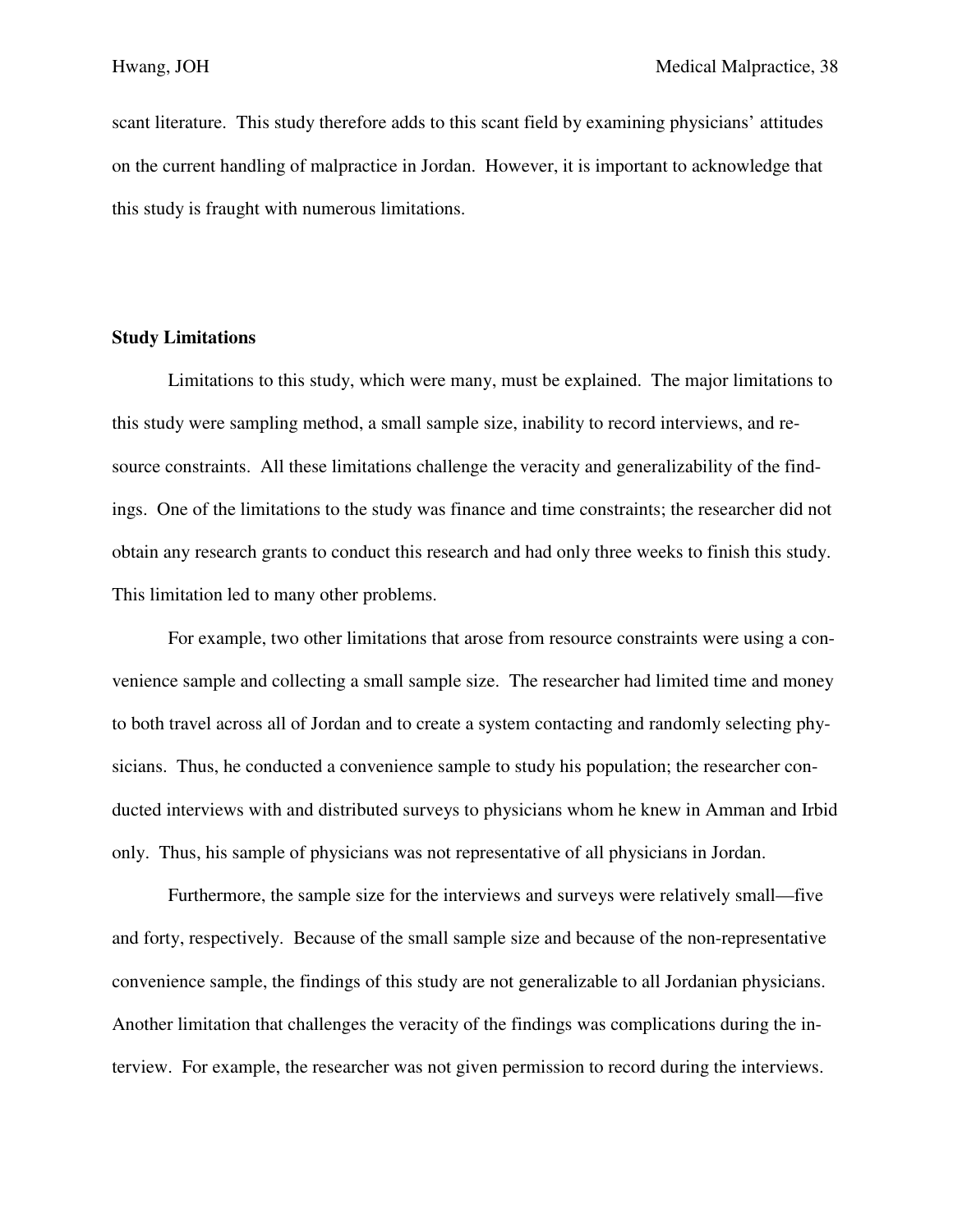scant literature. This study therefore adds to this scant field by examining physicians' attitudes on the current handling of malpractice in Jordan. However, it is important to acknowledge that this study is fraught with numerous limitations.

**Study Limitations**

Limitations to this study, which were many, must be explained. The major limitations to this study were sampling method, a small sample size, inability to record interviews, and resource constraints. All these limitations challenge the veracity and generalizability of the findings. One of the limitations to the study was finance and time constraints; the researcher did not obtain any research grants to conduct this research and had only three weeks to finish this study. This limitation led to many other problems.

For example, two other limitations that arose from resource constraints were using a convenience sample and collecting a small sample size. The researcher had limited time and money to both travel across all of Jordan and to create a system contacting and randomly selecting physicians. Thus, he conducted a convenience sample to study his population; the researcher conducted interviews with and distributed surveys to physicians whom he knew in Amman and Irbid only. Thus, his sample of physicians was not representative of all physicians in Jordan.

Furthermore, the sample size for the interviews and surveys were relatively small—five and forty, respectively. Because of the small sample size and because of the non-representative convenience sample, the findings of this study are not generalizable to all Jordanian physicians. Another limitation that challenges the veracity of the findings was complications during the interview. For example, the researcher was not given permission to record during the interviews.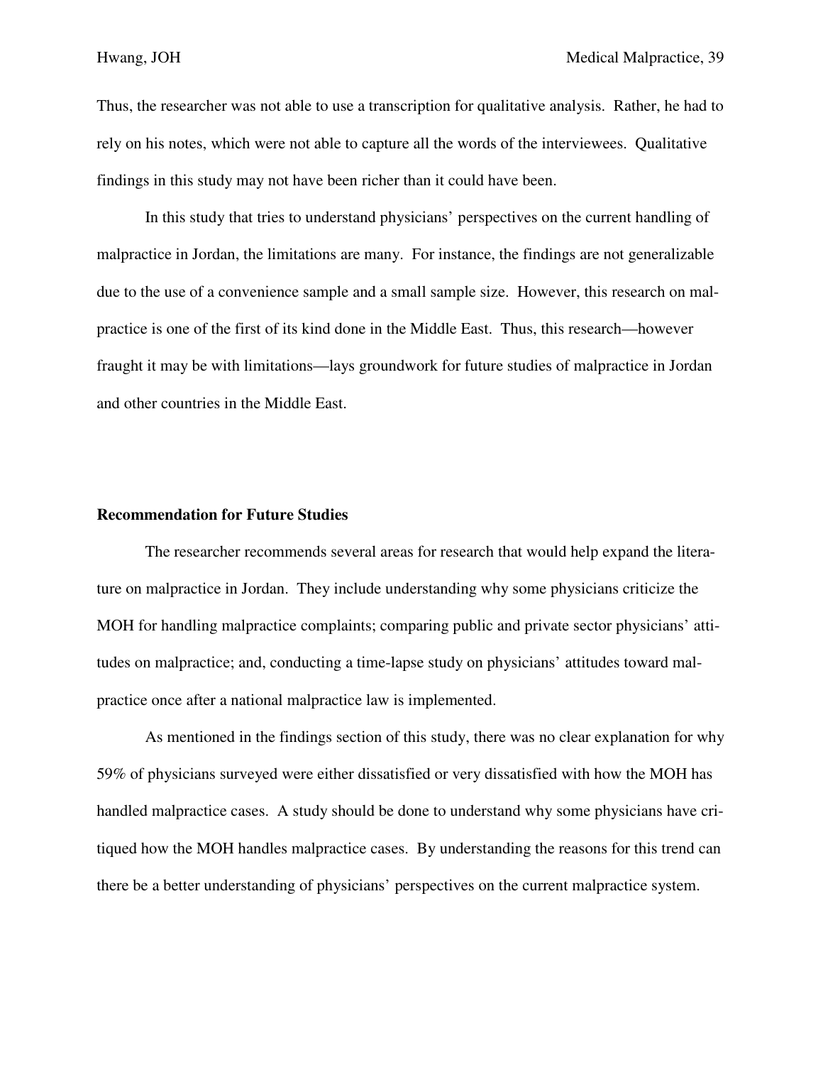Thus, the researcher was not able to use a transcription for qualitative analysis. Rather, he had to rely on his notes, which were not able to capture all the words of the interviewees. Qualitative findings in this study may not have been richer than it could have been.

In this study that tries to understand physicians' perspectives on the current handling of malpractice in Jordan, the limitations are many. For instance, the findings are not generalizable due to the use of a convenience sample and a small sample size. However, this research on malpractice is one of the first of its kind done in the Middle East. Thus, this research—however fraught it may be with limitations—lays groundwork for future studies of malpractice in Jordan and other countries in the Middle East.

**Recommendation for Future Studies**

The researcher recommends several areas for research that would help expand the literature on malpractice in Jordan. They include understanding why some physicians criticize the MOH for handling malpractice complaints; comparing public and private sector physicians' attitudes on malpractice; and, conducting a time-lapse study on physicians' attitudes toward malpractice once after a national malpractice law is implemented.

As mentioned in the findings section of this study, there was no clear explanation for why 59% of physicians surveyed were either dissatisfied or very dissatisfied with how the MOH has handled malpractice cases. A study should be done to understand why some physicians have critiqued how the MOH handles malpractice cases. By understanding the reasons for this trend can there be a better understanding of physicians' perspectives on the current malpractice system.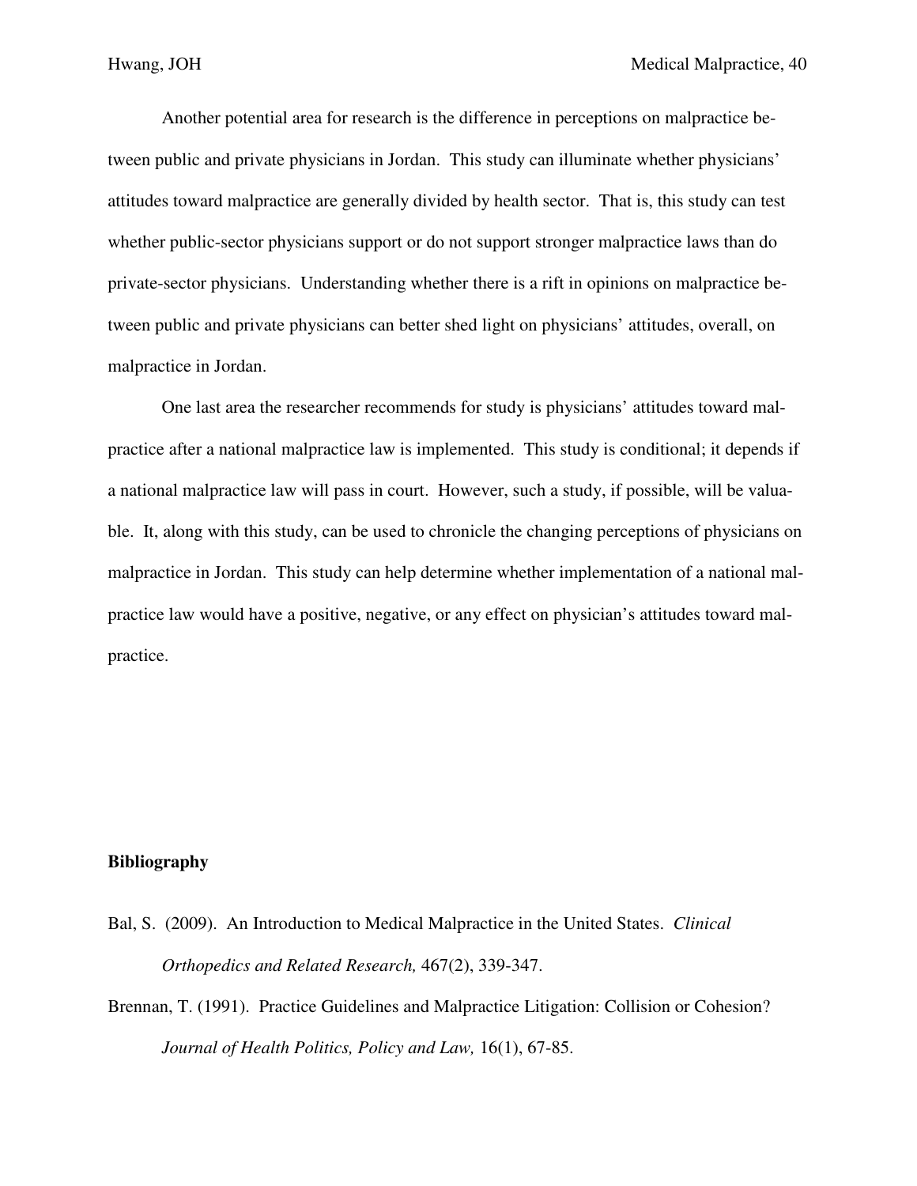Another potential area for research is the difference in perceptions on malpractice between public and private physicians in Jordan. This study can illuminate whether physicians' attitudes toward malpractice are generally divided by health sector. That is, this study can test whether public-sector physicians support or do not support stronger malpractice laws than do private-sector physicians. Understanding whether there is a rift in opinions on malpractice between public and private physicians can better shed light on physicians' attitudes, overall, on malpractice in Jordan.

One last area the researcher recommends for study is physicians' attitudes toward malpractice after a national malpractice law is implemented. This study is conditional; it depends if a national malpractice law will pass in court. However, such a study, if possible, will be valuable. It, along with this study, can be used to chronicle the changing perceptions of physicians on malpractice in Jordan. This study can help determine whether implementation of a national malpractice law would have a positive, negative, or any effect on physician's attitudes toward malpractice.

## Bibliography

Bal, S. (2009). An Introduction to Medical Malpractice in the United States. *Clinical Orthopedics and Related Research,* 467(2), 339-347.

Brennan, T. (1991). Practice Guidelines and Malpractice Litigation: Collision or Cohesion? *Journal of Health Politics, Policy and Law,* 16(1), 67-85.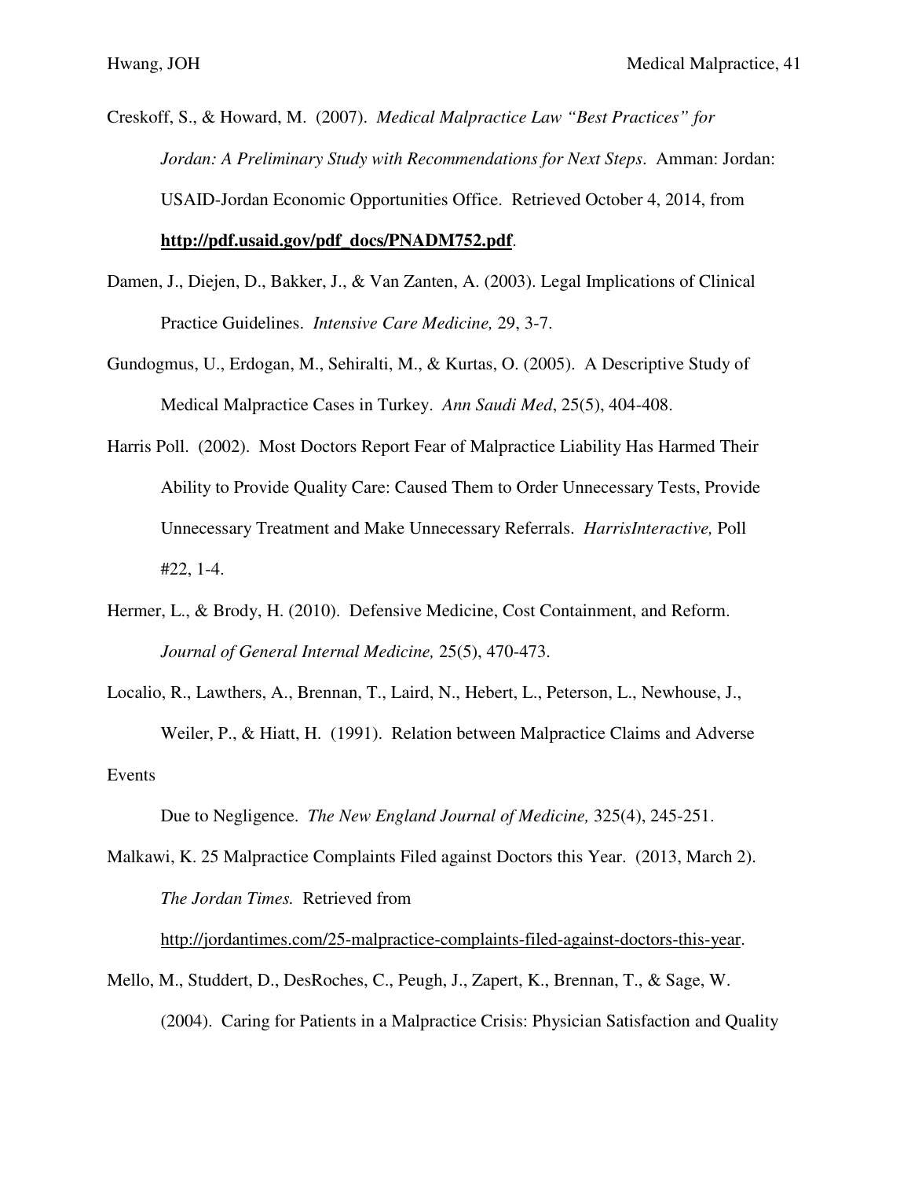Creskoff, S., & Howard, M. (2007). *Medical Malpractice Law "Best Practices" for Jordan: A Preliminary Study with Recommendations for Next Steps*. Amman: Jordan: USAID-Jordan Economic Opportunities Office. Retrieved October 4, 2014, from **http://pdf.usaid.gov/pdf_docs/PNADM752.pdf**.

Damen, J., Diejen, D., Bakker, J., & Van Zanten, A. (2003). Legal Implications of Clinical Practice Guidelines. *Intensive Care Medicine,* 29, 3-7.

Gundogmus, U., Erdogan, M., Sehiralti, M., & Kurtas, O. (2005). A Descriptive Study of Medical Malpractice Cases in Turkey. *Ann Saudi Med*, 25(5), 404-408.

Harris Poll. (2002). Most Doctors Report Fear of Malpractice Liability Has Harmed Their Ability to Provide Quality Care: Caused Them to Order Unnecessary Tests, Provide Unnecessary Treatment and Make Unnecessary Referrals. *HarrisInteractive,* Poll #22, 1-4.

Hermer, L., & Brody, H. (2010). Defensive Medicine, Cost Containment, and Reform. *Journal of General Internal Medicine,* 25(5), 470-473.

Localio, R., Lawthers, A., Brennan, T., Laird, N., Hebert, L., Peterson, L., Newhouse, J., Weiler, P., & Hiatt, H. (1991). Relation between Malpractice Claims and Adverse Events

Due to Negligence. *The New England Journal of Medicine,* 325(4), 245-251.

Malkawi, K. 25 Malpractice Complaints Filed against Doctors this Year. (2013, March 2). *The Jordan Times.* Retrieved from http://jordantimes.com/25-malpractice-complaints-filed-against-doctors-this-year.

Mello, M., Studdert, D., DesRoches, C., Peugh, J., Zapert, K., Brennan, T., & Sage, W. (2004). Caring for Patients in a Malpractice Crisis: Physician Satisfaction and Quality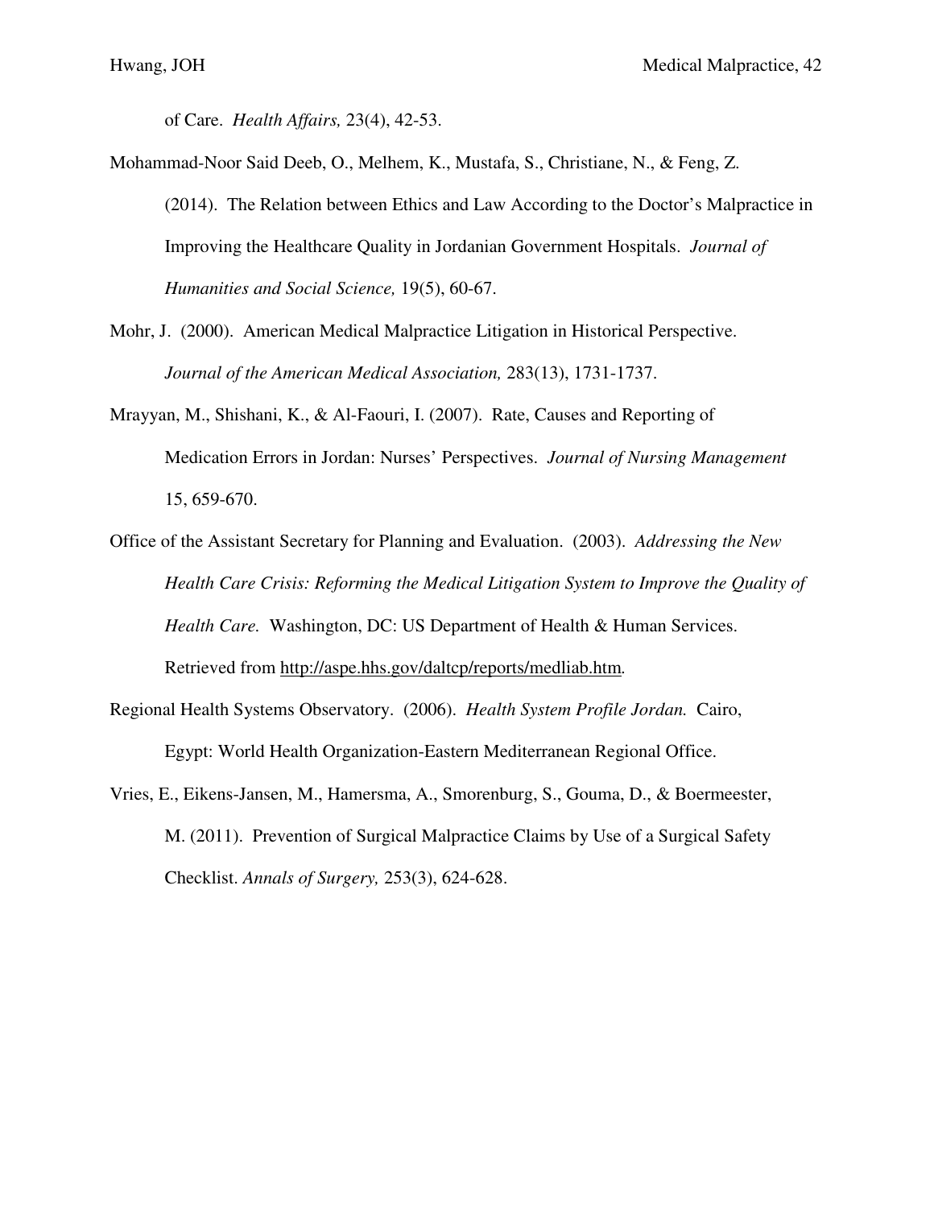of Care. *Health Affairs,* 23(4), 42-53.

Mohammad-Noor Said Deeb, O., Melhem, K., Mustafa, S., Christiane, N., & Feng, Z. (2014). The Relation between Ethics and Law According to the Doctor's Malpractice in Improving the Healthcare Quality in Jordanian Government Hospitals. *Journal of Humanities and Social Science,* 19(5), 60-67.

Mohr, J. (2000). American Medical Malpractice Litigation in Historical Perspective. *Journal of the American Medical Association,* 283(13), 1731-1737.

Mrayyan, M., Shishani, K., & Al-Faouri, I. (2007). Rate, Causes and Reporting of Medication Errors in Jordan: Nurses' Perspectives. *Journal of Nursing Management* 15, 659-670.

Office of the Assistant Secretary for Planning and Evaluation. (2003). *Addressing the New Health Care Crisis: Reforming the Medical Litigation System to Improve the Quality of Health Care.* Washington, DC: US Department of Health & Human Services. Retrieved from http://aspe.hhs.gov/daltcp/reports/medliab.htm.

Regional Health Systems Observatory. (2006). *Health System Profile Jordan.* Cairo, Egypt: World Health Organization-Eastern Mediterranean Regional Office.

Vries, E., Eikens-Jansen, M., Hamersma, A., Smorenburg, S., Gouma, D., & Boermeester, M. (2011). Prevention of Surgical Malpractice Claims by Use of a Surgical Safety Checklist. *Annals of Surgery,* 253(3), 624-628.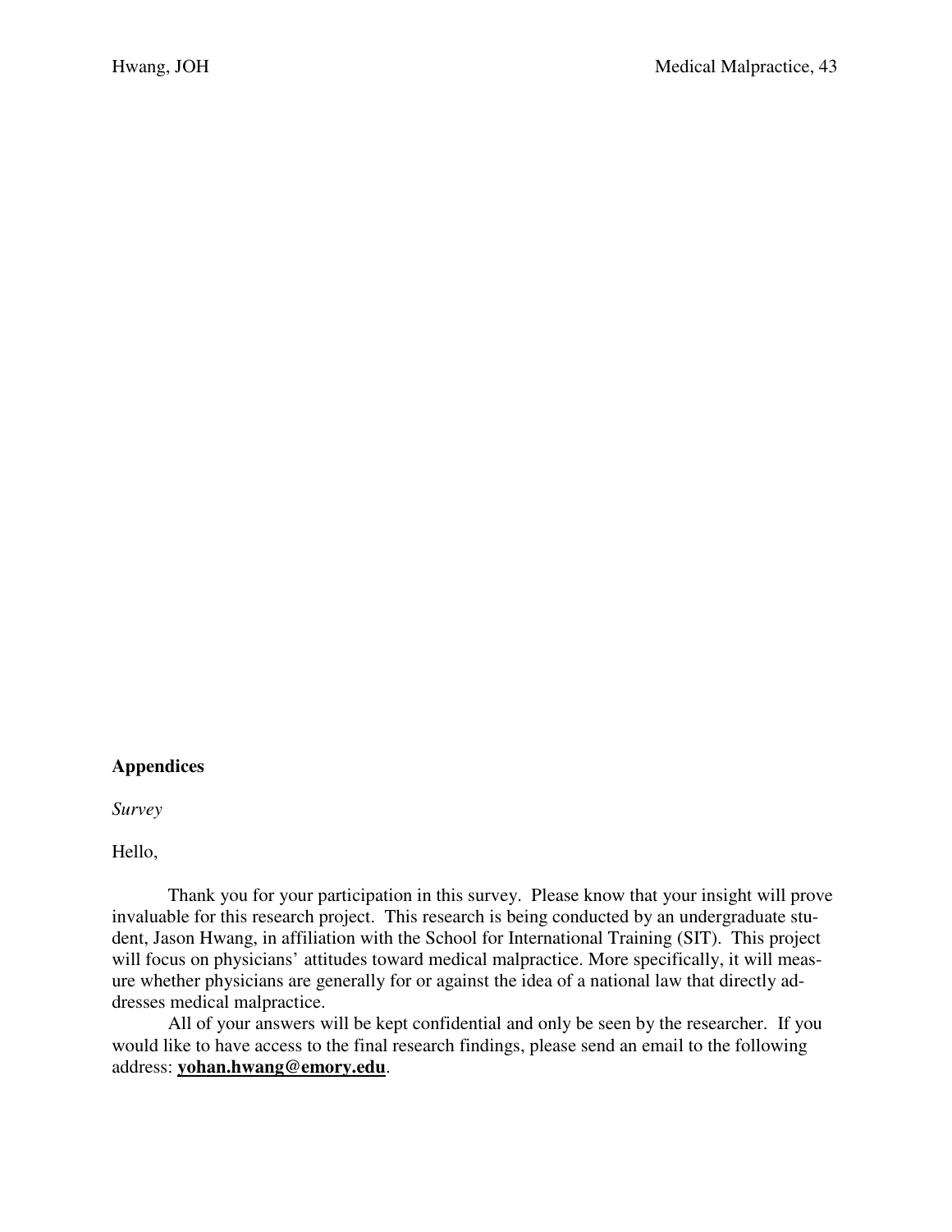## Appendices

*Survey*

Hello,

Thank you for your participation in this survey. Please know that your insight will prove invaluable for this research project. This research is being conducted by an undergraduate student, Jason Hwang, in affiliation with the School for International Training (SIT). This project will focus on physicians' attitudes toward medical malpractice. More specifically, it will measure whether physicians are generally for or against the idea of a national law that directly addresses medical malpractice.

All of your answers will be kept confidential and only be seen by the researcher. If you would like to have access to the final research findings, please send an email to the following address: **yohan.hwang@emory.edu**.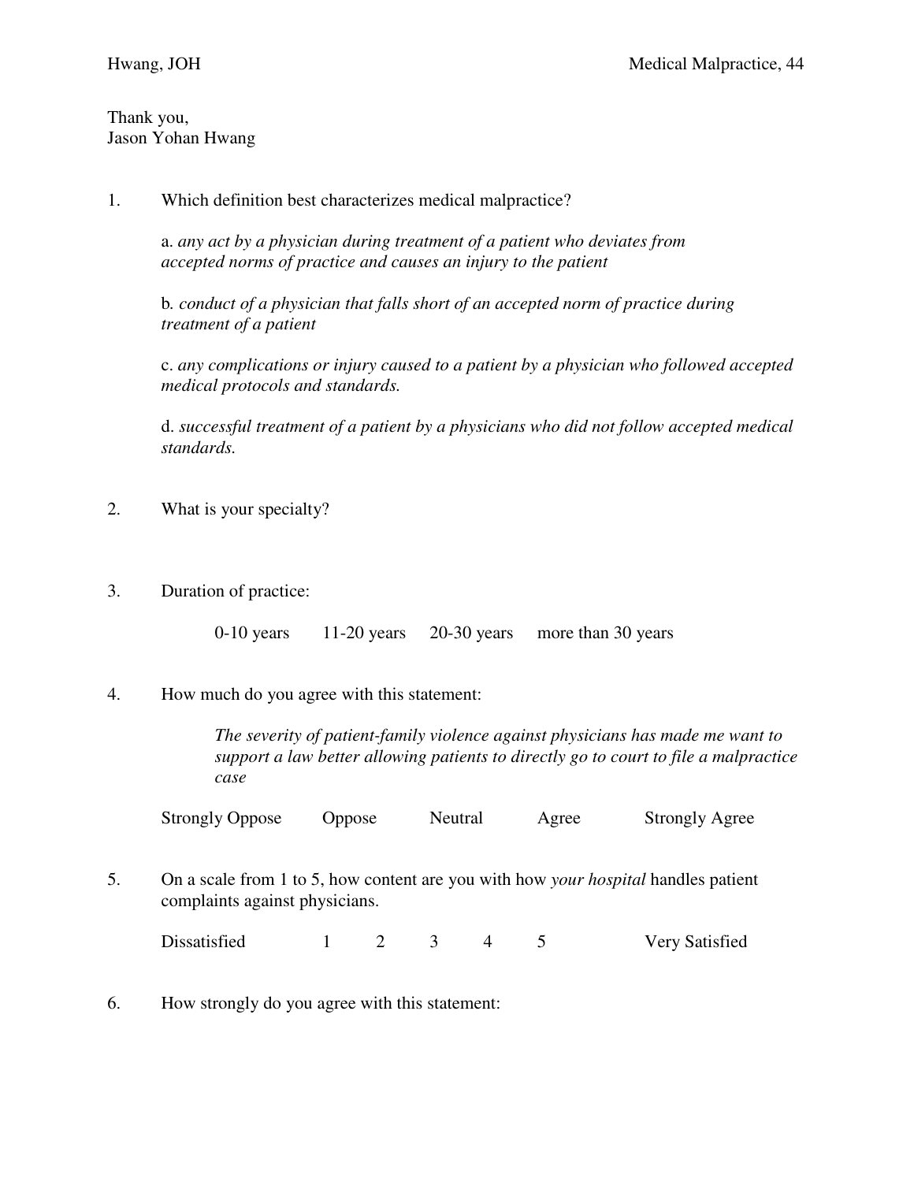Thank you,
Jason Yohan Hwang

1. Which definition best characterizes medical malpractice?

   a. *any act by a physician during treatment of a patient who deviates from accepted norms of practice and causes an injury to the patient*

   b. *conduct of a physician that falls short of an accepted norm of practice during treatment of a patient*

   c. *any complications or injury caused to a patient by a physician who followed accepted medical protocols and standards.*

   d. *successful treatment of a patient by a physicians who did not follow accepted medical standards.*

2. What is your specialty?

3. Duration of practice:

   0-10 years     11-20 years     20-30 years     more than 30 years

4. How much do you agree with this statement:

   *The severity of patient-family violence against physicians has made me want to support a law better allowing patients to directly go to court to file a malpractice case*

   Strongly Oppose     Oppose     Neutral     Agree     Strongly Agree

5. On a scale from 1 to 5, how content are you with how *your hospital* handles patient complaints against physicians.

   Dissatisfied     1     2     3     4     5     Very Satisfied

6. How strongly do you agree with this statement: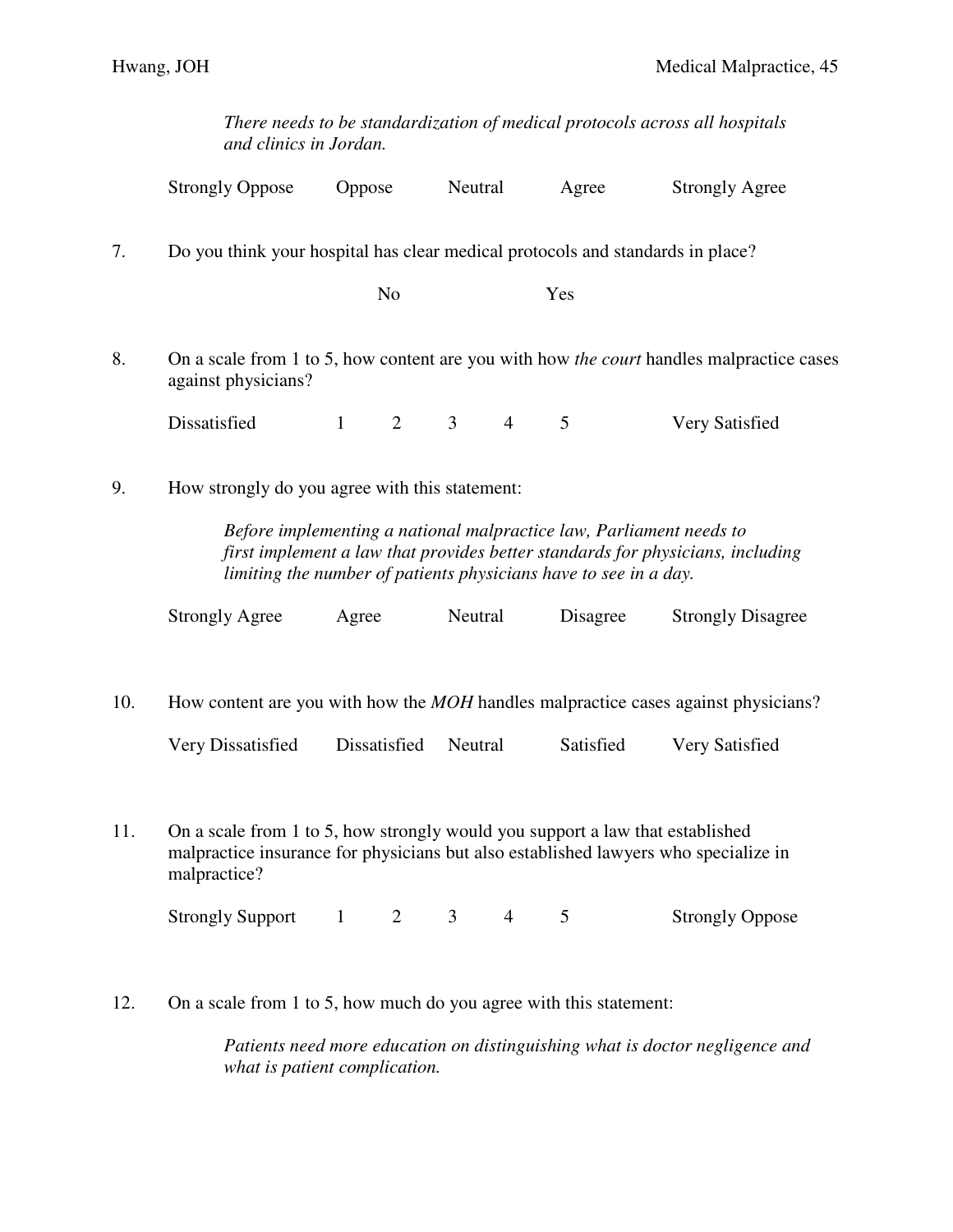*There needs to be standardization of medical protocols across all hospitals and clinics in Jordan.*

Strongly Oppose | Oppose | Neutral | Agree | Strongly Agree

7. Do you think your hospital has clear medical protocols and standards in place?

No | Yes

8. On a scale from 1 to 5, how content are you with how *the court* handles malpractice cases against physicians?

Dissatisfied 1 2 3 4 5 Very Satisfied

9. How strongly do you agree with this statement:

*Before implementing a national malpractice law, Parliament needs to first implement a law that provides better standards for physicians, including limiting the number of patients physicians have to see in a day.*

Strongly Agree | Agree | Neutral | Disagree | Strongly Disagree

10. How content are you with how the *MOH* handles malpractice cases against physicians?

Very Dissatisfied | Dissatisfied | Neutral | Satisfied | Very Satisfied

11. On a scale from 1 to 5, how strongly would you support a law that established malpractice insurance for physicians but also established lawyers who specialize in malpractice?

Strongly Support 1 2 3 4 5 Strongly Oppose

12. On a scale from 1 to 5, how much do you agree with this statement:

*Patients need more education on distinguishing what is doctor negligence and what is patient complication.*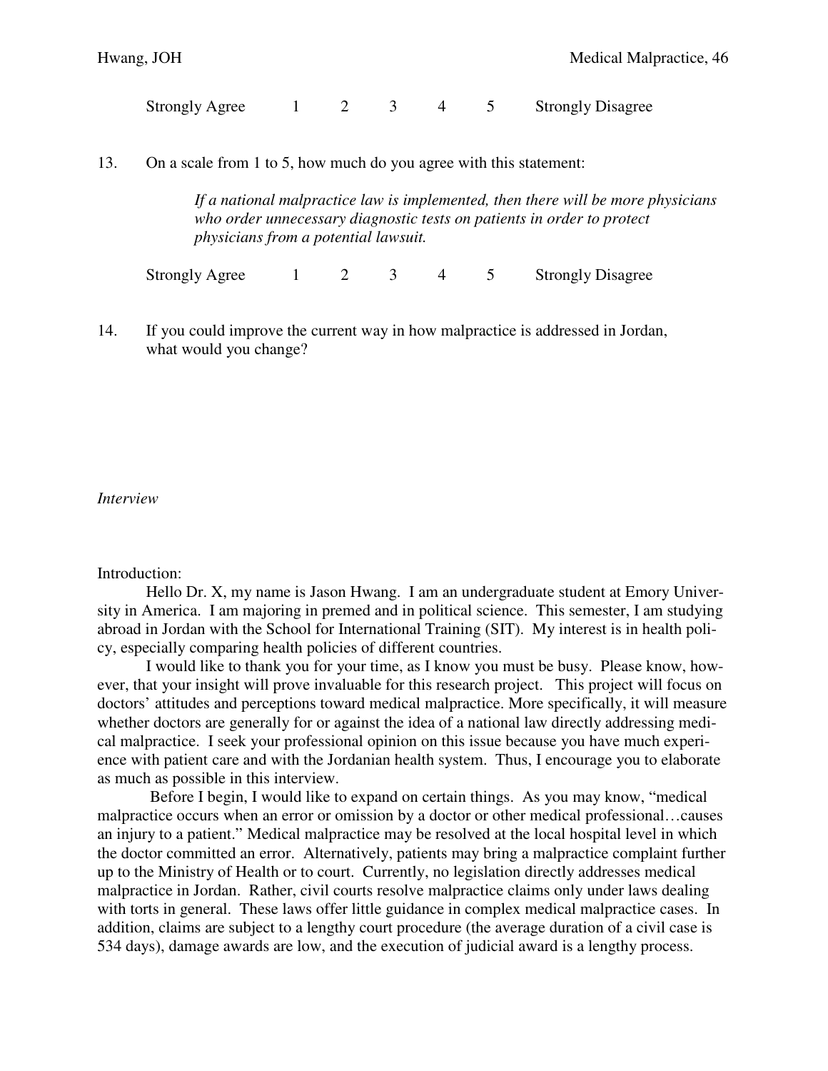Strongly Agree 1 2 3 4 5 Strongly Disagree

13. On a scale from 1 to 5, how much do you agree with this statement:

    *If a national malpractice law is implemented, then there will be more physicians who order unnecessary diagnostic tests on patients in order to protect physicians from a potential lawsuit.*

    Strongly Agree 1 2 3 4 5 Strongly Disagree

14. If you could improve the current way in how malpractice is addressed in Jordan, what would you change?

*Interview*

Introduction:

Hello Dr. X, my name is Jason Hwang. I am an undergraduate student at Emory University in America. I am majoring in premed and in political science. This semester, I am studying abroad in Jordan with the School for International Training (SIT). My interest is in health policy, especially comparing health policies of different countries.

I would like to thank you for your time, as I know you must be busy. Please know, however, that your insight will prove invaluable for this research project. This project will focus on doctors' attitudes and perceptions toward medical malpractice. More specifically, it will measure whether doctors are generally for or against the idea of a national law directly addressing medical malpractice. I seek your professional opinion on this issue because you have much experience with patient care and with the Jordanian health system. Thus, I encourage you to elaborate as much as possible in this interview.

Before I begin, I would like to expand on certain things. As you may know, "medical malpractice occurs when an error or omission by a doctor or other medical professional…causes an injury to a patient." Medical malpractice may be resolved at the local hospital level in which the doctor committed an error. Alternatively, patients may bring a malpractice complaint further up to the Ministry of Health or to court. Currently, no legislation directly addresses medical malpractice in Jordan. Rather, civil courts resolve malpractice claims only under laws dealing with torts in general. These laws offer little guidance in complex medical malpractice cases. In addition, claims are subject to a lengthy court procedure (the average duration of a civil case is 534 days), damage awards are low, and the execution of judicial award is a lengthy process.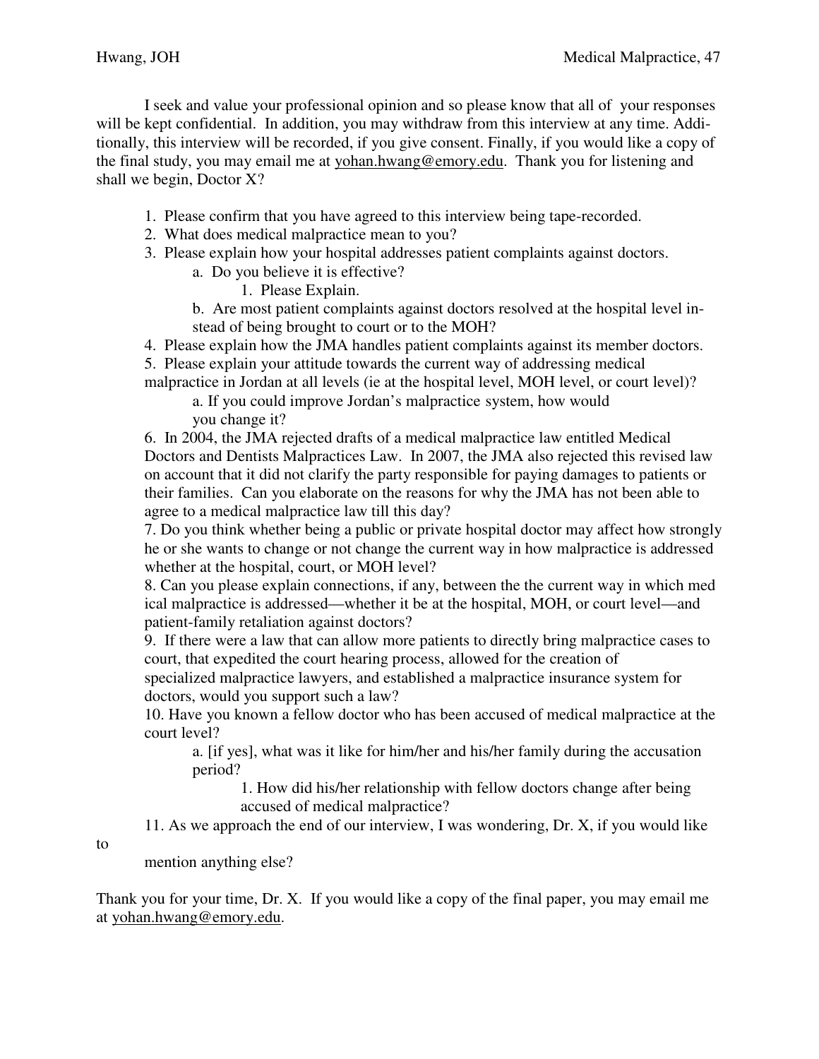I seek and value your professional opinion and so please know that all of your responses will be kept confidential. In addition, you may withdraw from this interview at any time. Additionally, this interview will be recorded, if you give consent. Finally, if you would like a copy of the final study, you may email me at yohan.hwang@emory.edu. Thank you for listening and shall we begin, Doctor X?

1. Please confirm that you have agreed to this interview being tape-recorded.
2. What does medical malpractice mean to you?
3. Please explain how your hospital addresses patient complaints against doctors.
    a. Do you believe it is effective?
        1. Please Explain.
    b. Are most patient complaints against doctors resolved at the hospital level instead of being brought to court or to the MOH?
4. Please explain how the JMA handles patient complaints against its member doctors.
5. Please explain your attitude towards the current way of addressing medical malpractice in Jordan at all levels (ie at the hospital level, MOH level, or court level)?
    a. If you could improve Jordan's malpractice system, how would you change it?
6. In 2004, the JMA rejected drafts of a medical malpractice law entitled Medical Doctors and Dentists Malpractices Law. In 2007, the JMA also rejected this revised law on account that it did not clarify the party responsible for paying damages to patients or their families. Can you elaborate on the reasons for why the JMA has not been able to agree to a medical malpractice law till this day?
7. Do you think whether being a public or private hospital doctor may affect how strongly he or she wants to change or not change the current way in how malpractice is addressed whether at the hospital, court, or MOH level?
8. Can you please explain connections, if any, between the the current way in which medical malpractice is addressed—whether it be at the hospital, MOH, or court level—and patient-family retaliation against doctors?
9. If there were a law that can allow more patients to directly bring malpractice cases to court, that expedited the court hearing process, allowed for the creation of specialized malpractice lawyers, and established a malpractice insurance system for doctors, would you support such a law?
10. Have you known a fellow doctor who has been accused of medical malpractice at the court level?
    a. [if yes], what was it like for him/her and his/her family during the accusation period?
        1. How did his/her relationship with fellow doctors change after being accused of medical malpractice?
11. As we approach the end of our interview, I was wondering, Dr. X, if you would like to mention anything else?

Thank you for your time, Dr. X. If you would like a copy of the final paper, you may email me at yohan.hwang@emory.edu.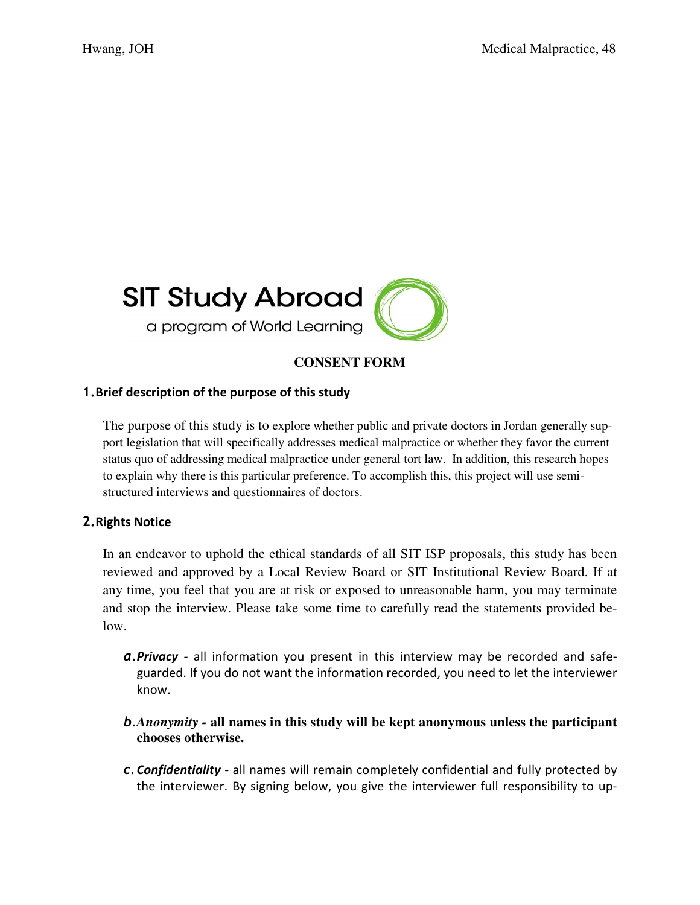SIT Study Abroad

a program of World Learning

**CONSENT FORM**

**1. Brief description of the purpose of this study**

The purpose of this study is to explore whether public and private doctors in Jordan generally support legislation that will specifically addresses medical malpractice or whether they favor the current status quo of addressing medical malpractice under general tort law. In addition, this research hopes to explain why there is this particular preference. To accomplish this, this project will use semi-structured interviews and questionnaires of doctors.

**2. Rights Notice**

In an endeavor to uphold the ethical standards of all SIT ISP proposals, this study has been reviewed and approved by a Local Review Board or SIT Institutional Review Board. If at any time, you feel that you are at risk or exposed to unreasonable harm, you may terminate and stop the interview. Please take some time to carefully read the statements provided below.

*a.* ***Privacy*** - all information you present in this interview may be recorded and safeguarded. If you do not want the information recorded, you need to let the interviewer know.

*b.* ***Anonymity*** **- all names in this study will be kept anonymous unless the participant chooses otherwise.**

*c.* ***Confidentiality*** - all names will remain completely confidential and fully protected by the interviewer. By signing below, you give the interviewer full responsibility to up-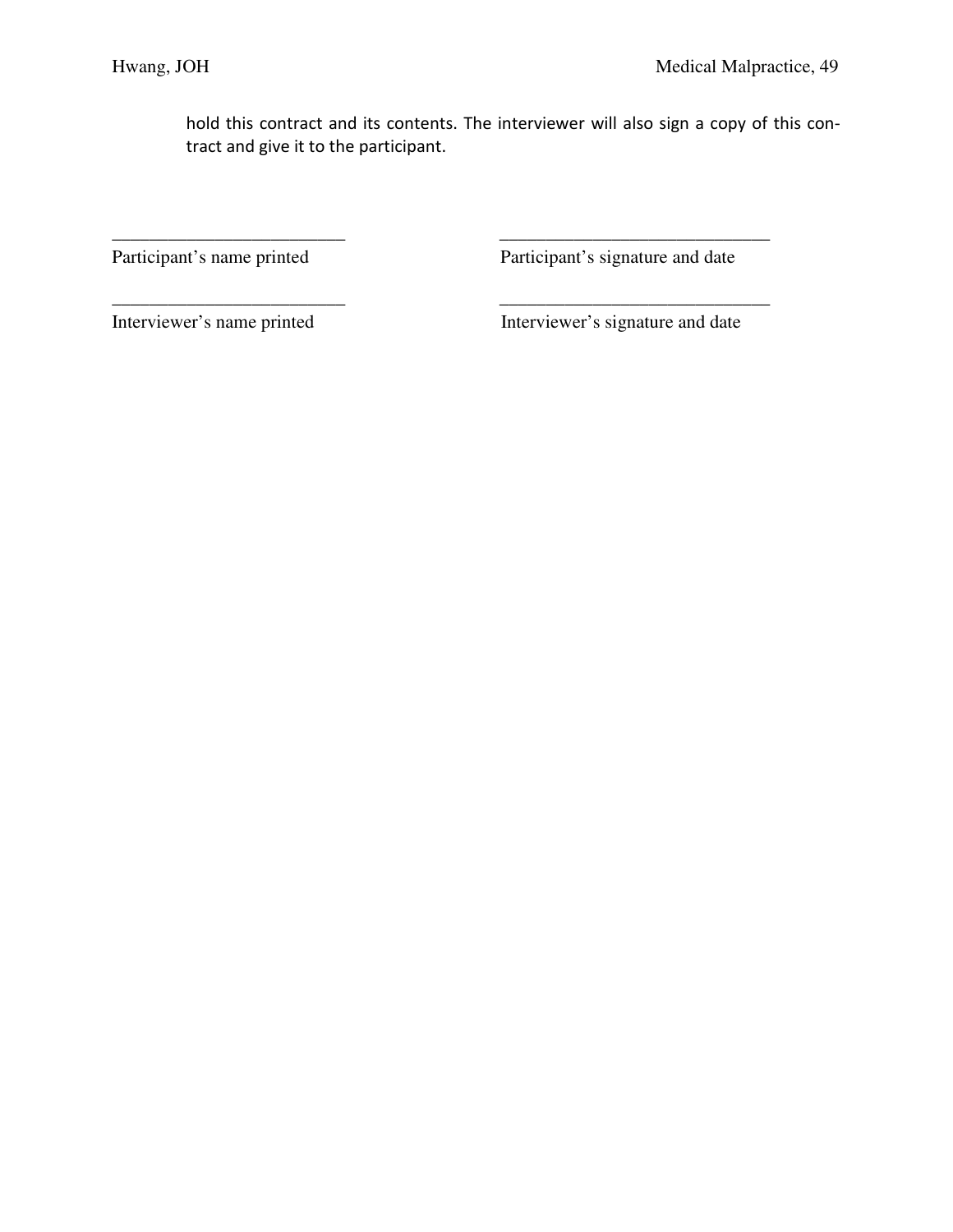hold this contract and its contents. The interviewer will also sign a copy of this contract and give it to the participant.

| | |
|---|---|
| _________________________ | _____________________________ |
| Participant's name printed | Participant's signature and date |
| _________________________ | _____________________________ |
| Interviewer's name printed | Interviewer's signature and date |